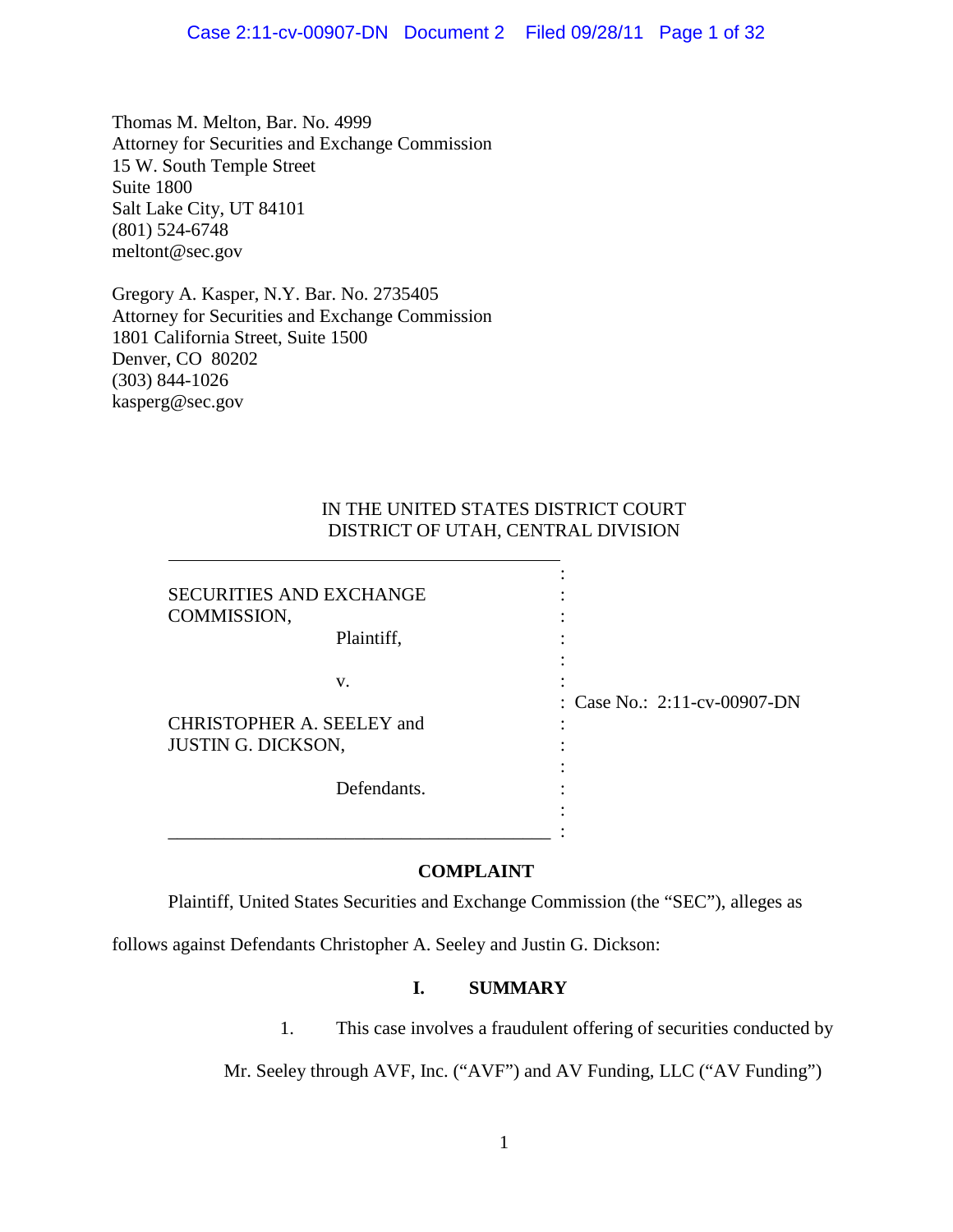Thomas M. Melton, Bar. No. 4999
Attorney for Securities and Exchange Commission
15 W. South Temple Street
Suite 1800
Salt Lake City, UT 84101
(801) 524-6748
meltont@sec.gov

Gregory A. Kasper, N.Y. Bar. No. 2735405
Attorney for Securities and Exchange Commission
1801 California Street, Suite 1500
Denver, CO 80202
(303) 844-1026
kasperg@sec.gov

IN THE UNITED STATES DISTRICT COURT
DISTRICT OF UTAH, CENTRAL DIVISION

| | |
|---|---|
| SECURITIES AND EXCHANGE COMMISSION,<br>Plaintiff,<br><br>v.<br><br>CHRISTOPHER A. SEELEY and JUSTIN G. DICKSON,<br><br>Defendants. | Case No.: 2:11-cv-00907-DN |

**COMPLAINT**

Plaintiff, United States Securities and Exchange Commission (the "SEC"), alleges as follows against Defendants Christopher A. Seeley and Justin G. Dickson:

## I. SUMMARY

1. This case involves a fraudulent offering of securities conducted by Mr. Seeley through AVF, Inc. ("AVF") and AV Funding, LLC ("AV Funding")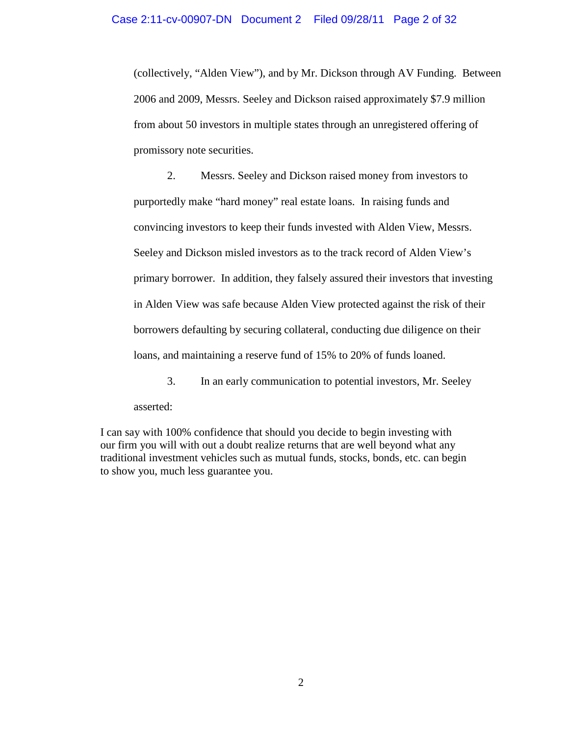(collectively, "Alden View"), and by Mr. Dickson through AV Funding. Between 2006 and 2009, Messrs. Seeley and Dickson raised approximately $7.9 million from about 50 investors in multiple states through an unregistered offering of promissory note securities.

2. Messrs. Seeley and Dickson raised money from investors to purportedly make "hard money" real estate loans. In raising funds and convincing investors to keep their funds invested with Alden View, Messrs. Seeley and Dickson misled investors as to the track record of Alden View's primary borrower. In addition, they falsely assured their investors that investing in Alden View was safe because Alden View protected against the risk of their borrowers defaulting by securing collateral, conducting due diligence on their loans, and maintaining a reserve fund of 15% to 20% of funds loaned.

3. In an early communication to potential investors, Mr. Seeley asserted:

> I can say with 100% confidence that should you decide to begin investing with our firm you will with out a doubt realize returns that are well beyond what any traditional investment vehicles such as mutual funds, stocks, bonds, etc. can begin to show you, much less guarantee you.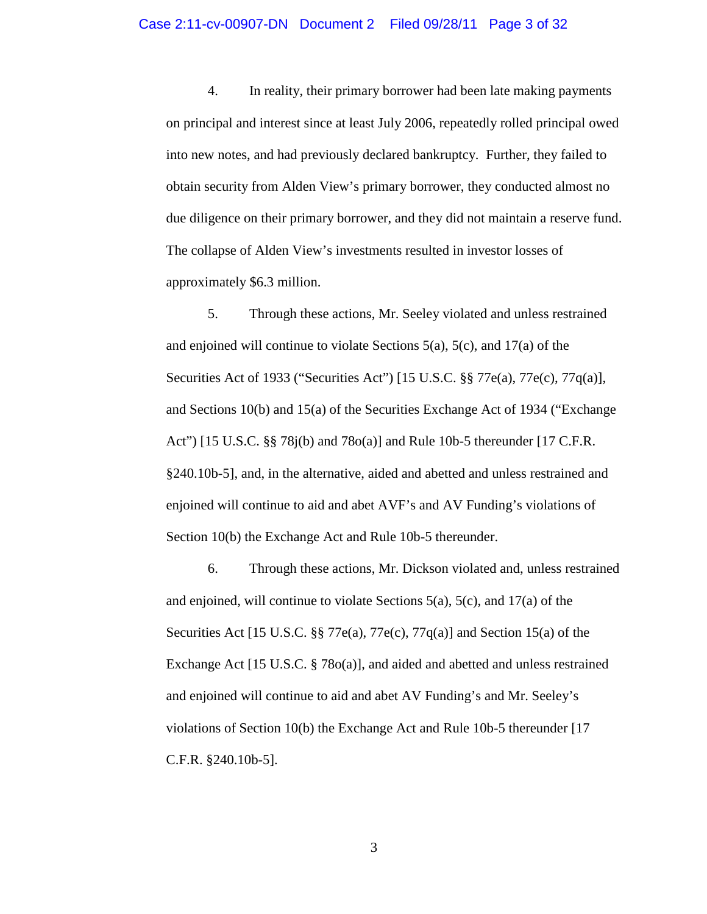4. In reality, their primary borrower had been late making payments on principal and interest since at least July 2006, repeatedly rolled principal owed into new notes, and had previously declared bankruptcy. Further, they failed to obtain security from Alden View's primary borrower, they conducted almost no due diligence on their primary borrower, and they did not maintain a reserve fund. The collapse of Alden View's investments resulted in investor losses of approximately $6.3 million.

5. Through these actions, Mr. Seeley violated and unless restrained and enjoined will continue to violate Sections 5(a), 5(c), and 17(a) of the Securities Act of 1933 ("Securities Act") [15 U.S.C. §§ 77e(a), 77e(c), 77q(a)], and Sections 10(b) and 15(a) of the Securities Exchange Act of 1934 ("Exchange Act") [15 U.S.C. §§ 78j(b) and 78o(a)] and Rule 10b-5 thereunder [17 C.F.R. §240.10b-5], and, in the alternative, aided and abetted and unless restrained and enjoined will continue to aid and abet AVF's and AV Funding's violations of Section 10(b) the Exchange Act and Rule 10b-5 thereunder.

6. Through these actions, Mr. Dickson violated and, unless restrained and enjoined, will continue to violate Sections 5(a), 5(c), and 17(a) of the Securities Act [15 U.S.C. §§ 77e(a), 77e(c), 77q(a)] and Section 15(a) of the Exchange Act [15 U.S.C. § 78o(a)], and aided and abetted and unless restrained and enjoined will continue to aid and abet AV Funding's and Mr. Seeley's violations of Section 10(b) the Exchange Act and Rule 10b-5 thereunder [17 C.F.R. §240.10b-5].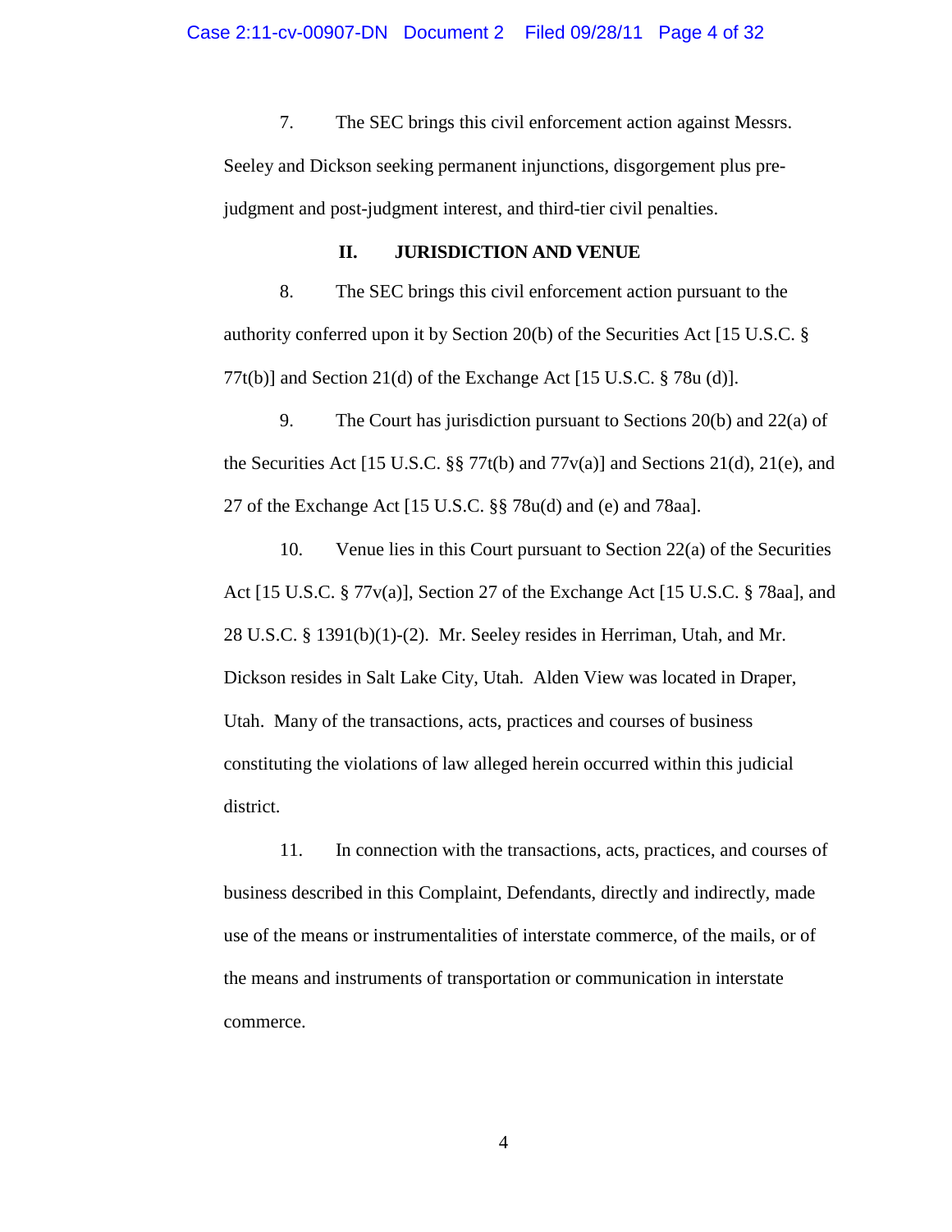7. The SEC brings this civil enforcement action against Messrs. Seeley and Dickson seeking permanent injunctions, disgorgement plus pre-judgment and post-judgment interest, and third-tier civil penalties.

## II. JURISDICTION AND VENUE

8. The SEC brings this civil enforcement action pursuant to the authority conferred upon it by Section 20(b) of the Securities Act [15 U.S.C. § 77t(b)] and Section 21(d) of the Exchange Act [15 U.S.C. § 78u (d)].

9. The Court has jurisdiction pursuant to Sections 20(b) and 22(a) of the Securities Act [15 U.S.C. §§ 77t(b) and 77v(a)] and Sections 21(d), 21(e), and 27 of the Exchange Act [15 U.S.C. §§ 78u(d) and (e) and 78aa].

10. Venue lies in this Court pursuant to Section 22(a) of the Securities Act [15 U.S.C. § 77v(a)], Section 27 of the Exchange Act [15 U.S.C. § 78aa], and 28 U.S.C. § 1391(b)(1)-(2). Mr. Seeley resides in Herriman, Utah, and Mr. Dickson resides in Salt Lake City, Utah. Alden View was located in Draper, Utah. Many of the transactions, acts, practices and courses of business constituting the violations of law alleged herein occurred within this judicial district.

11. In connection with the transactions, acts, practices, and courses of business described in this Complaint, Defendants, directly and indirectly, made use of the means or instrumentalities of interstate commerce, of the mails, or of the means and instruments of transportation or communication in interstate commerce.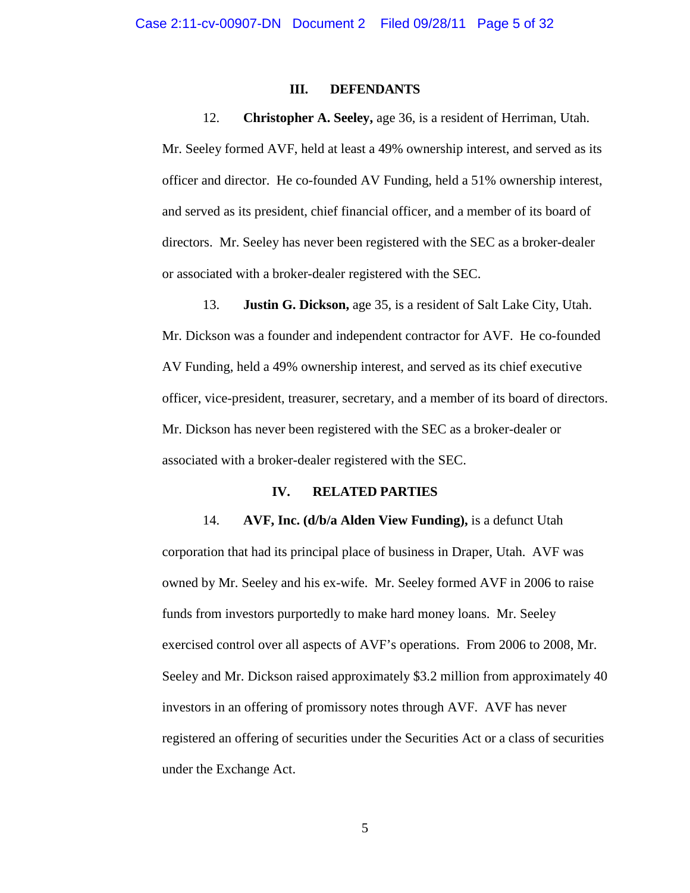## III. DEFENDANTS

12. **Christopher A. Seeley,** age 36, is a resident of Herriman, Utah. Mr. Seeley formed AVF, held at least a 49% ownership interest, and served as its officer and director. He co-founded AV Funding, held a 51% ownership interest, and served as its president, chief financial officer, and a member of its board of directors. Mr. Seeley has never been registered with the SEC as a broker-dealer or associated with a broker-dealer registered with the SEC.

13. **Justin G. Dickson,** age 35, is a resident of Salt Lake City, Utah. Mr. Dickson was a founder and independent contractor for AVF. He co-founded AV Funding, held a 49% ownership interest, and served as its chief executive officer, vice-president, treasurer, secretary, and a member of its board of directors. Mr. Dickson has never been registered with the SEC as a broker-dealer or associated with a broker-dealer registered with the SEC.

## IV. RELATED PARTIES

14. **AVF, Inc. (d/b/a Alden View Funding),** is a defunct Utah corporation that had its principal place of business in Draper, Utah. AVF was owned by Mr. Seeley and his ex-wife. Mr. Seeley formed AVF in 2006 to raise funds from investors purportedly to make hard money loans. Mr. Seeley exercised control over all aspects of AVF's operations. From 2006 to 2008, Mr. Seeley and Mr. Dickson raised approximately $3.2 million from approximately 40 investors in an offering of promissory notes through AVF. AVF has never registered an offering of securities under the Securities Act or a class of securities under the Exchange Act.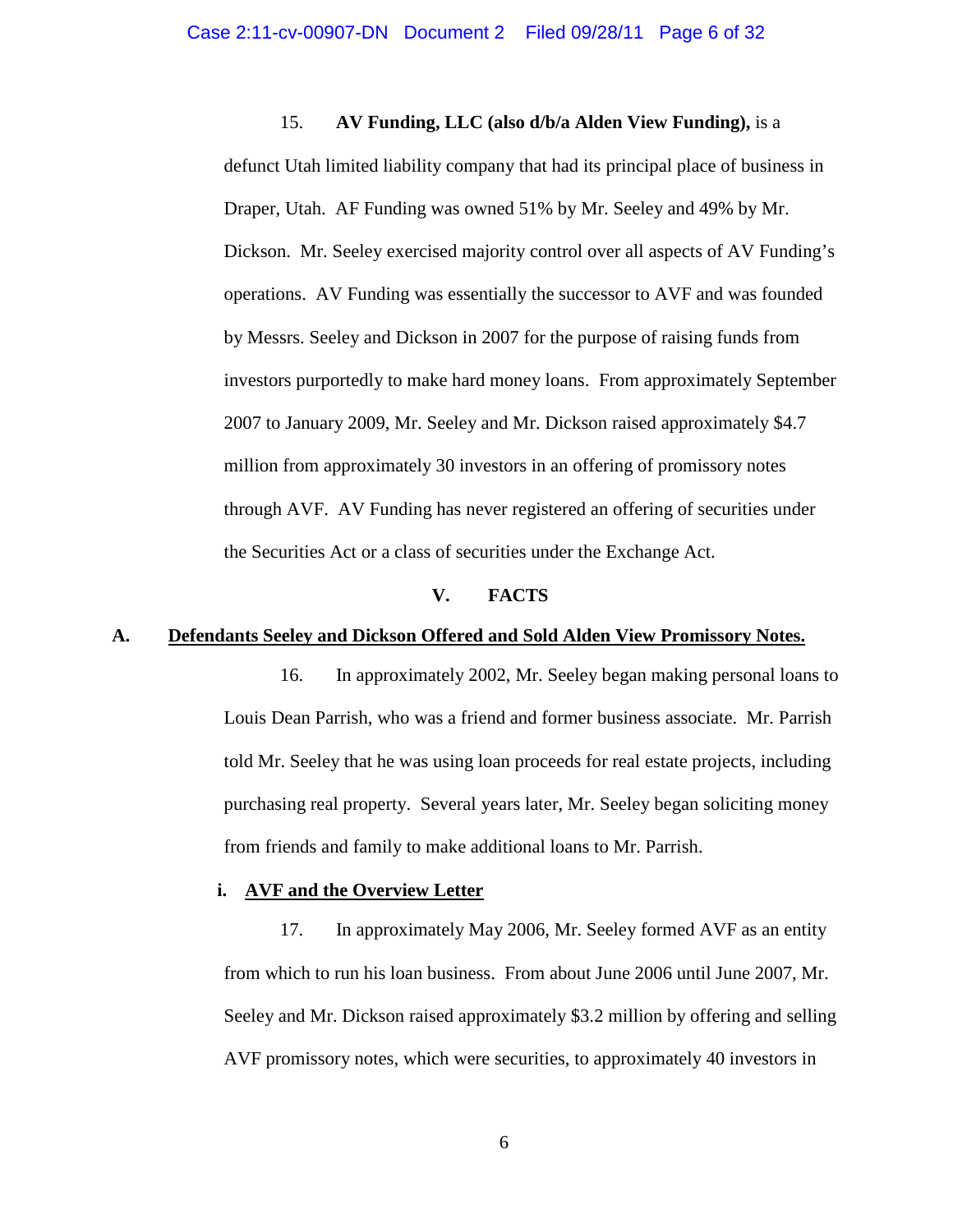15. **AV Funding, LLC (also d/b/a Alden View Funding),** is a defunct Utah limited liability company that had its principal place of business in Draper, Utah. AF Funding was owned 51% by Mr. Seeley and 49% by Mr. Dickson. Mr. Seeley exercised majority control over all aspects of AV Funding's operations. AV Funding was essentially the successor to AVF and was founded by Messrs. Seeley and Dickson in 2007 for the purpose of raising funds from investors purportedly to make hard money loans. From approximately September 2007 to January 2009, Mr. Seeley and Mr. Dickson raised approximately $4.7 million from approximately 30 investors in an offering of promissory notes through AVF. AV Funding has never registered an offering of securities under the Securities Act or a class of securities under the Exchange Act.

## V. FACTS

### A. Defendants Seeley and Dickson Offered and Sold Alden View Promissory Notes.

16. In approximately 2002, Mr. Seeley began making personal loans to Louis Dean Parrish, who was a friend and former business associate. Mr. Parrish told Mr. Seeley that he was using loan proceeds for real estate projects, including purchasing real property. Several years later, Mr. Seeley began soliciting money from friends and family to make additional loans to Mr. Parrish.

#### i. AVF and the Overview Letter

17. In approximately May 2006, Mr. Seeley formed AVF as an entity from which to run his loan business. From about June 2006 until June 2007, Mr. Seeley and Mr. Dickson raised approximately $3.2 million by offering and selling AVF promissory notes, which were securities, to approximately 40 investors in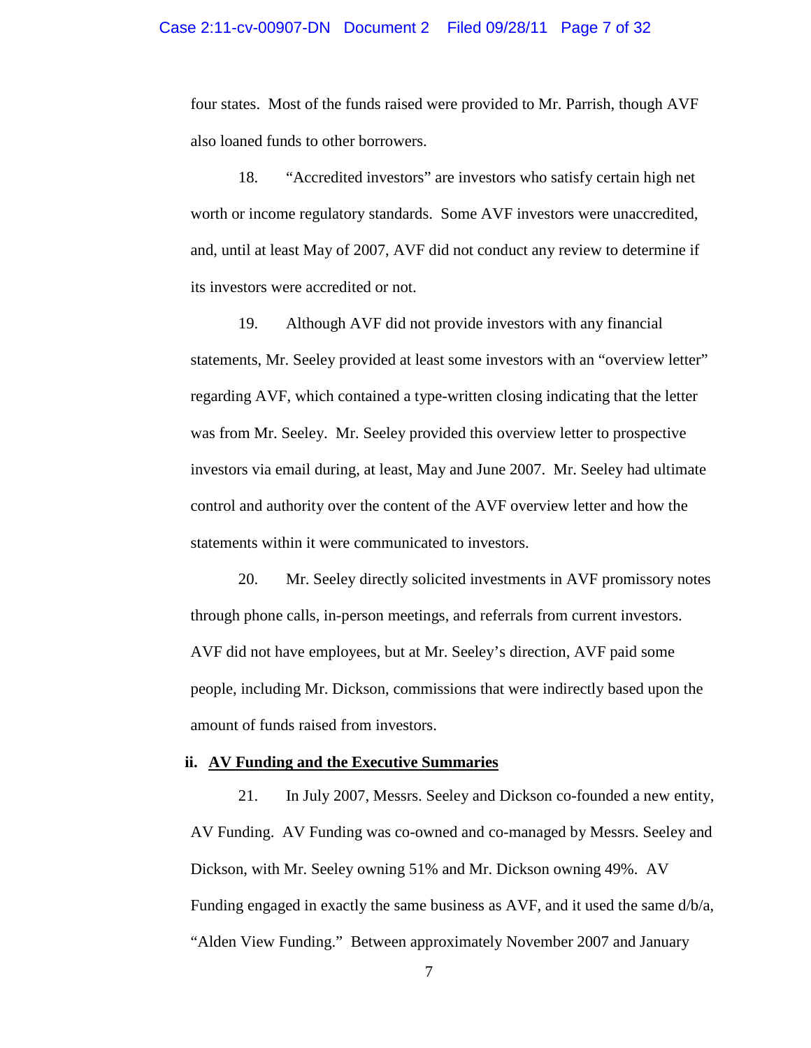four states. Most of the funds raised were provided to Mr. Parrish, though AVF also loaned funds to other borrowers.

18. “Accredited investors” are investors who satisfy certain high net worth or income regulatory standards. Some AVF investors were unaccredited, and, until at least May of 2007, AVF did not conduct any review to determine if its investors were accredited or not.

19. Although AVF did not provide investors with any financial statements, Mr. Seeley provided at least some investors with an “overview letter” regarding AVF, which contained a type-written closing indicating that the letter was from Mr. Seeley. Mr. Seeley provided this overview letter to prospective investors via email during, at least, May and June 2007. Mr. Seeley had ultimate control and authority over the content of the AVF overview letter and how the statements within it were communicated to investors.

20. Mr. Seeley directly solicited investments in AVF promissory notes through phone calls, in-person meetings, and referrals from current investors. AVF did not have employees, but at Mr. Seeley’s direction, AVF paid some people, including Mr. Dickson, commissions that were indirectly based upon the amount of funds raised from investors.

### ii. <u>AV Funding and the Executive Summaries</u>

21. In July 2007, Messrs. Seeley and Dickson co-founded a new entity, AV Funding. AV Funding was co-owned and co-managed by Messrs. Seeley and Dickson, with Mr. Seeley owning 51% and Mr. Dickson owning 49%. AV Funding engaged in exactly the same business as AVF, and it used the same d/b/a, “Alden View Funding.” Between approximately November 2007 and January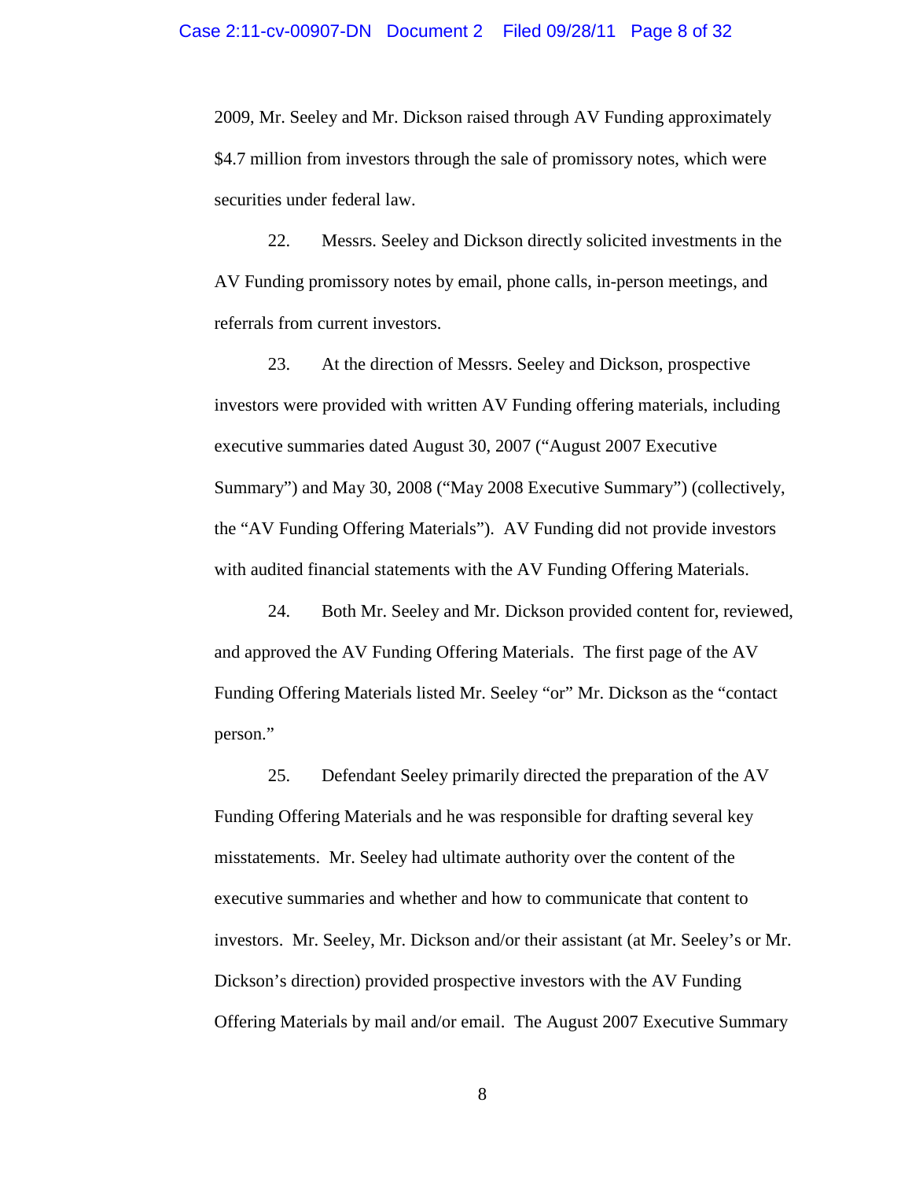2009, Mr. Seeley and Mr. Dickson raised through AV Funding approximately $4.7 million from investors through the sale of promissory notes, which were securities under federal law.

22. Messrs. Seeley and Dickson directly solicited investments in the AV Funding promissory notes by email, phone calls, in-person meetings, and referrals from current investors.

23. At the direction of Messrs. Seeley and Dickson, prospective investors were provided with written AV Funding offering materials, including executive summaries dated August 30, 2007 ("August 2007 Executive Summary") and May 30, 2008 ("May 2008 Executive Summary") (collectively, the "AV Funding Offering Materials"). AV Funding did not provide investors with audited financial statements with the AV Funding Offering Materials.

24. Both Mr. Seeley and Mr. Dickson provided content for, reviewed, and approved the AV Funding Offering Materials. The first page of the AV Funding Offering Materials listed Mr. Seeley "or" Mr. Dickson as the "contact person."

25. Defendant Seeley primarily directed the preparation of the AV Funding Offering Materials and he was responsible for drafting several key misstatements. Mr. Seeley had ultimate authority over the content of the executive summaries and whether and how to communicate that content to investors. Mr. Seeley, Mr. Dickson and/or their assistant (at Mr. Seeley's or Mr. Dickson's direction) provided prospective investors with the AV Funding Offering Materials by mail and/or email. The August 2007 Executive Summary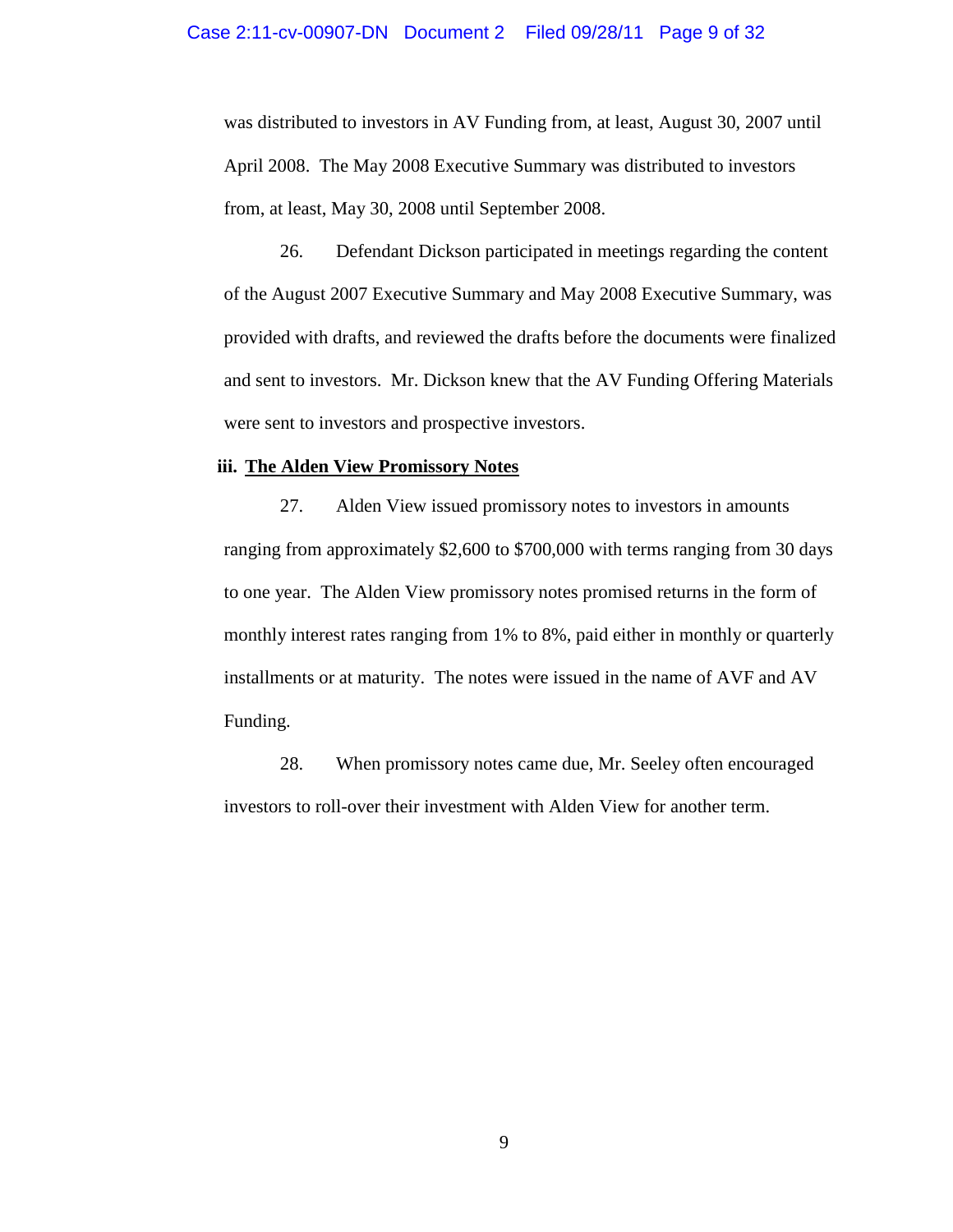was distributed to investors in AV Funding from, at least, August 30, 2007 until April 2008. The May 2008 Executive Summary was distributed to investors from, at least, May 30, 2008 until September 2008.

26. Defendant Dickson participated in meetings regarding the content of the August 2007 Executive Summary and May 2008 Executive Summary, was provided with drafts, and reviewed the drafts before the documents were finalized and sent to investors. Mr. Dickson knew that the AV Funding Offering Materials were sent to investors and prospective investors.

### iii. <u>The Alden View Promissory Notes</u>

27. Alden View issued promissory notes to investors in amounts ranging from approximately $2,600 to $700,000 with terms ranging from 30 days to one year. The Alden View promissory notes promised returns in the form of monthly interest rates ranging from 1% to 8%, paid either in monthly or quarterly installments or at maturity. The notes were issued in the name of AVF and AV Funding.

28. When promissory notes came due, Mr. Seeley often encouraged investors to roll-over their investment with Alden View for another term.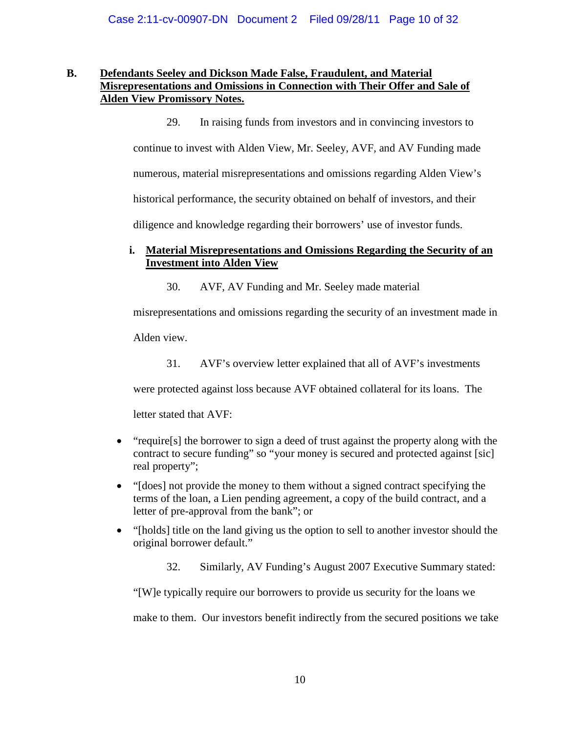## B. Defendants Seeley and Dickson Made False, Fraudulent, and Material Misrepresentations and Omissions in Connection with Their Offer and Sale of Alden View Promissory Notes.

29. In raising funds from investors and in convincing investors to continue to invest with Alden View, Mr. Seeley, AVF, and AV Funding made numerous, material misrepresentations and omissions regarding Alden View's historical performance, the security obtained on behalf of investors, and their diligence and knowledge regarding their borrowers' use of investor funds.

### i. Material Misrepresentations and Omissions Regarding the Security of an Investment into Alden View

30. AVF, AV Funding and Mr. Seeley made material misrepresentations and omissions regarding the security of an investment made in Alden view.

31. AVF's overview letter explained that all of AVF's investments were protected against loss because AVF obtained collateral for its loans. The letter stated that AVF:

- "require[s] the borrower to sign a deed of trust against the property along with the contract to secure funding" so "your money is secured and protected against [sic] real property";
- "[does] not provide the money to them without a signed contract specifying the terms of the loan, a Lien pending agreement, a copy of the build contract, and a letter of pre-approval from the bank"; or
- "[holds] title on the land giving us the option to sell to another investor should the original borrower default."

32. Similarly, AV Funding's August 2007 Executive Summary stated: "[W]e typically require our borrowers to provide us security for the loans we make to them. Our investors benefit indirectly from the secured positions we take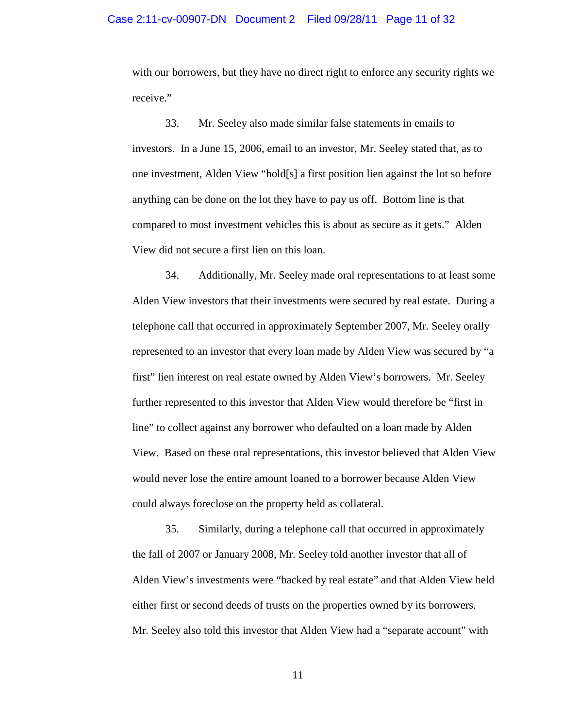with our borrowers, but they have no direct right to enforce any security rights we receive."

33. Mr. Seeley also made similar false statements in emails to investors. In a June 15, 2006, email to an investor, Mr. Seeley stated that, as to one investment, Alden View "hold[s] a first position lien against the lot so before anything can be done on the lot they have to pay us off. Bottom line is that compared to most investment vehicles this is about as secure as it gets." Alden View did not secure a first lien on this loan.

34. Additionally, Mr. Seeley made oral representations to at least some Alden View investors that their investments were secured by real estate. During a telephone call that occurred in approximately September 2007, Mr. Seeley orally represented to an investor that every loan made by Alden View was secured by "a first" lien interest on real estate owned by Alden View's borrowers. Mr. Seeley further represented to this investor that Alden View would therefore be "first in line" to collect against any borrower who defaulted on a loan made by Alden View. Based on these oral representations, this investor believed that Alden View would never lose the entire amount loaned to a borrower because Alden View could always foreclose on the property held as collateral.

35. Similarly, during a telephone call that occurred in approximately the fall of 2007 or January 2008, Mr. Seeley told another investor that all of Alden View's investments were "backed by real estate" and that Alden View held either first or second deeds of trusts on the properties owned by its borrowers. Mr. Seeley also told this investor that Alden View had a "separate account" with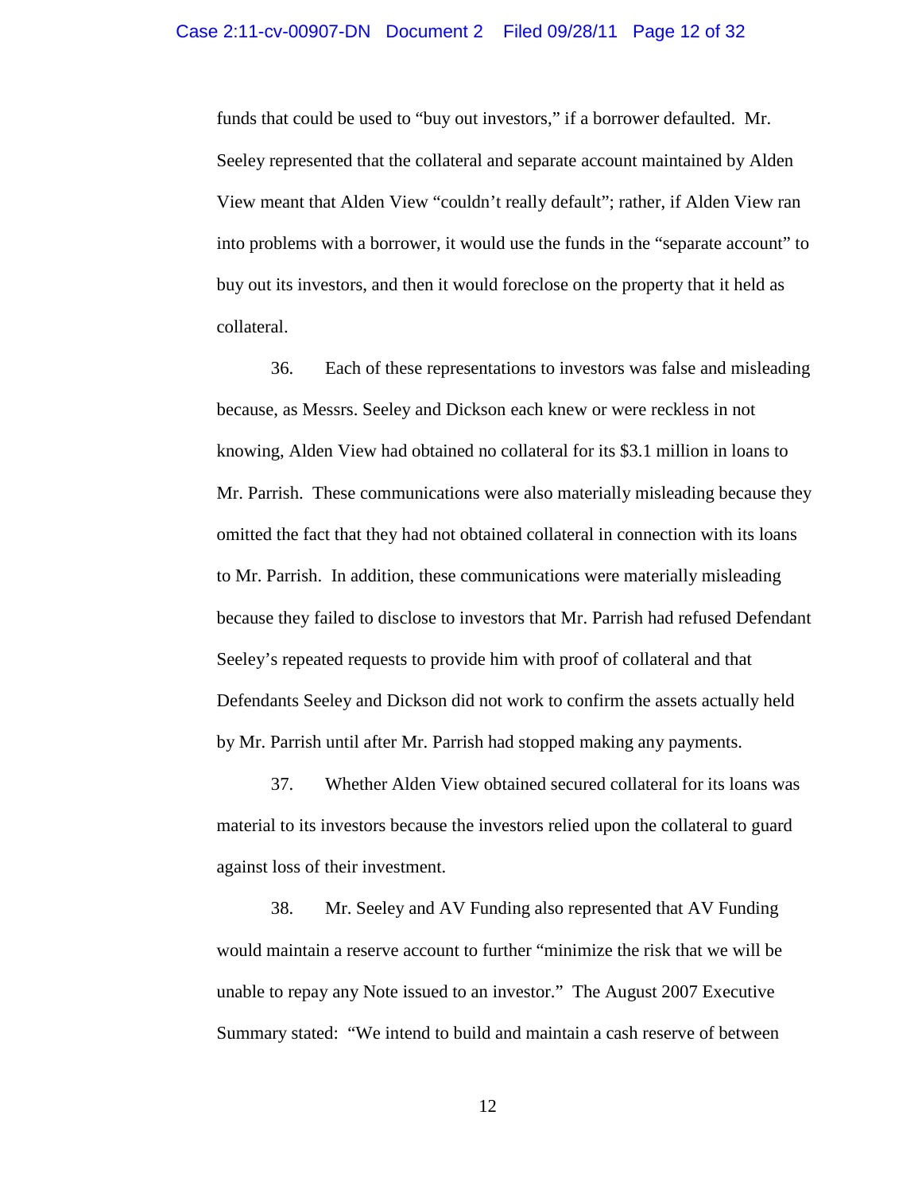funds that could be used to "buy out investors," if a borrower defaulted. Mr. Seeley represented that the collateral and separate account maintained by Alden View meant that Alden View "couldn't really default"; rather, if Alden View ran into problems with a borrower, it would use the funds in the "separate account" to buy out its investors, and then it would foreclose on the property that it held as collateral.

36. Each of these representations to investors was false and misleading because, as Messrs. Seeley and Dickson each knew or were reckless in not knowing, Alden View had obtained no collateral for its $3.1 million in loans to Mr. Parrish. These communications were also materially misleading because they omitted the fact that they had not obtained collateral in connection with its loans to Mr. Parrish. In addition, these communications were materially misleading because they failed to disclose to investors that Mr. Parrish had refused Defendant Seeley's repeated requests to provide him with proof of collateral and that Defendants Seeley and Dickson did not work to confirm the assets actually held by Mr. Parrish until after Mr. Parrish had stopped making any payments.

37. Whether Alden View obtained secured collateral for its loans was material to its investors because the investors relied upon the collateral to guard against loss of their investment.

38. Mr. Seeley and AV Funding also represented that AV Funding would maintain a reserve account to further "minimize the risk that we will be unable to repay any Note issued to an investor." The August 2007 Executive Summary stated: "We intend to build and maintain a cash reserve of between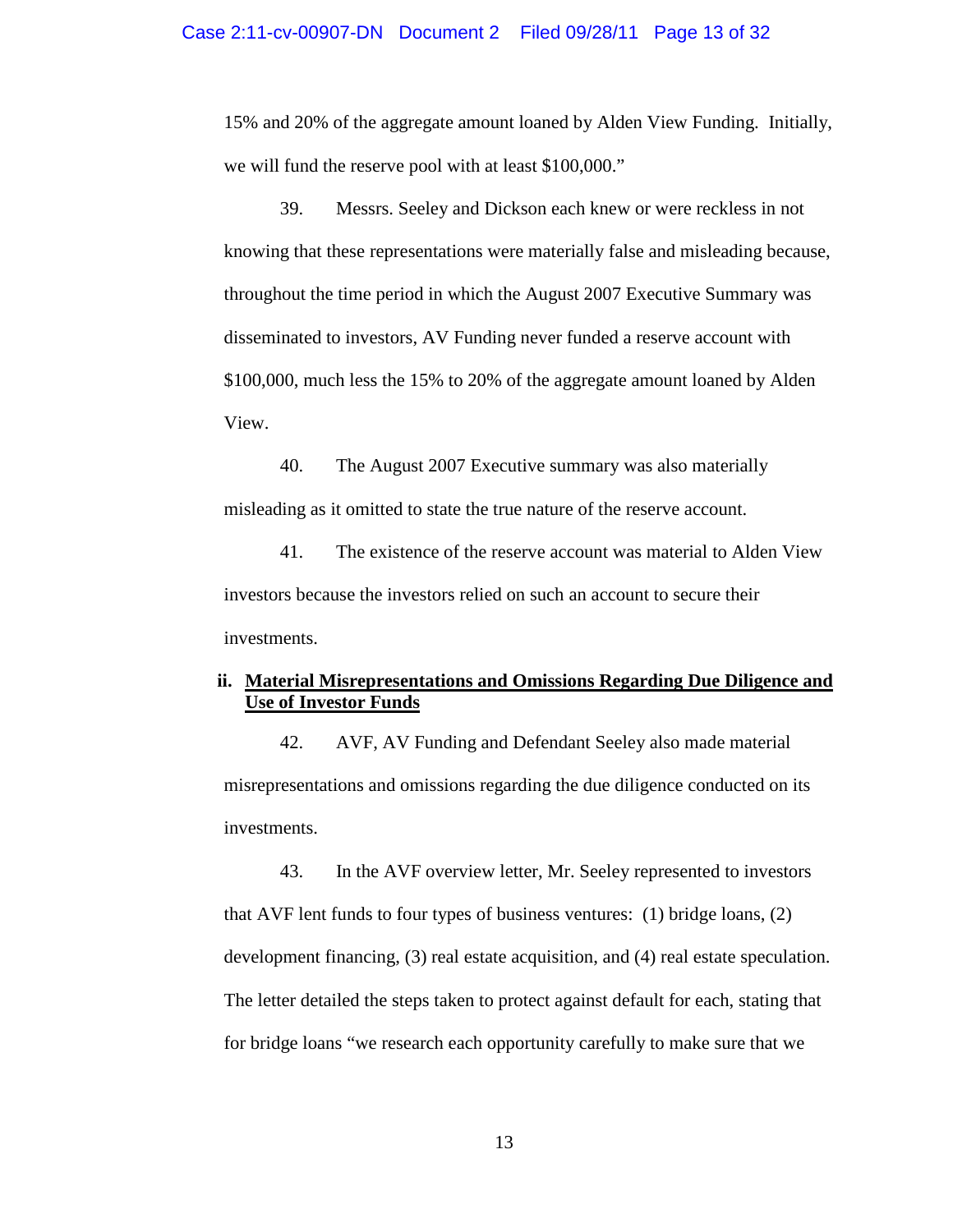15% and 20% of the aggregate amount loaned by Alden View Funding. Initially, we will fund the reserve pool with at least $100,000."

39. Messrs. Seeley and Dickson each knew or were reckless in not knowing that these representations were materially false and misleading because, throughout the time period in which the August 2007 Executive Summary was disseminated to investors, AV Funding never funded a reserve account with $100,000, much less the 15% to 20% of the aggregate amount loaned by Alden View.

40. The August 2007 Executive summary was also materially misleading as it omitted to state the true nature of the reserve account.

41. The existence of the reserve account was material to Alden View investors because the investors relied on such an account to secure their investments.

**ii. <u>Material Misrepresentations and Omissions Regarding Due Diligence and Use of Investor Funds</u>**

42. AVF, AV Funding and Defendant Seeley also made material misrepresentations and omissions regarding the due diligence conducted on its investments.

43. In the AVF overview letter, Mr. Seeley represented to investors that AVF lent funds to four types of business ventures: (1) bridge loans, (2) development financing, (3) real estate acquisition, and (4) real estate speculation. The letter detailed the steps taken to protect against default for each, stating that for bridge loans "we research each opportunity carefully to make sure that we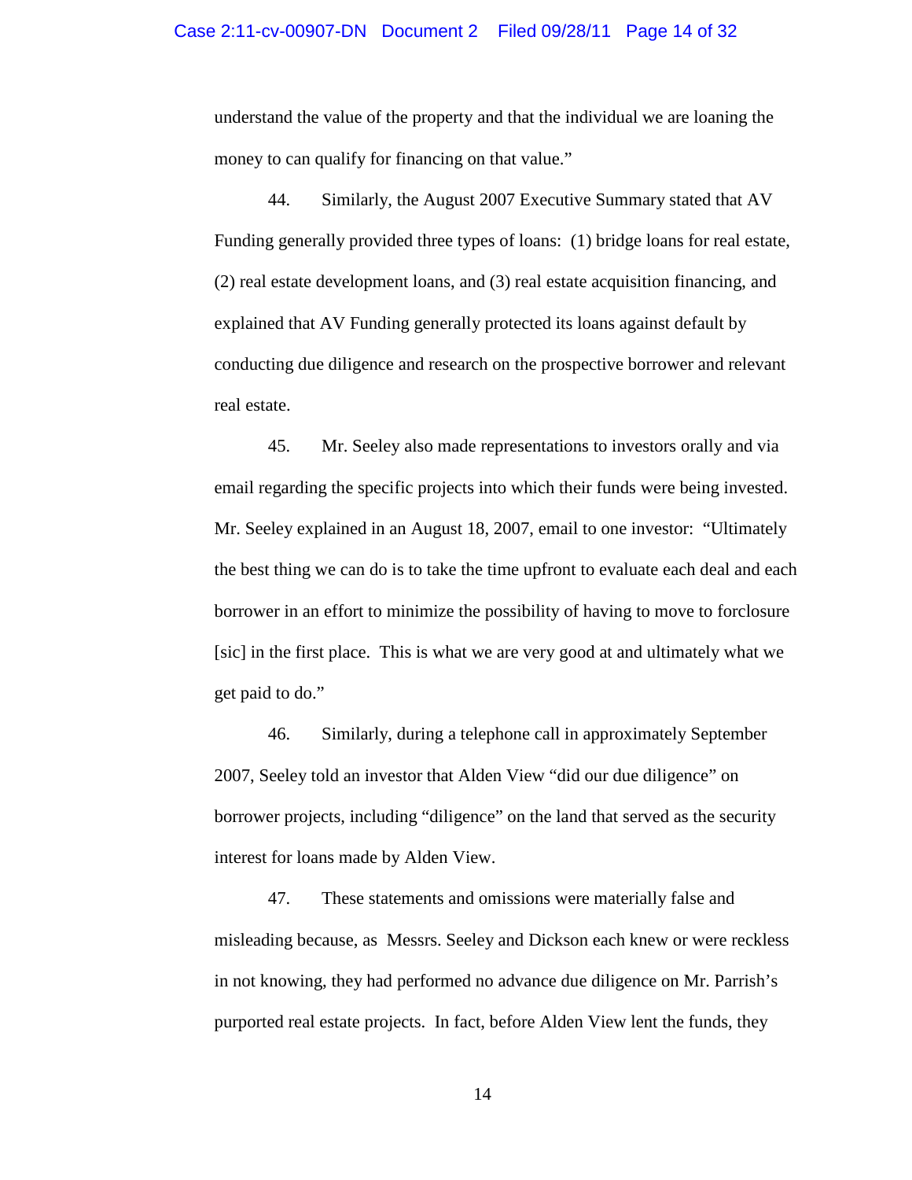understand the value of the property and that the individual we are loaning the money to can qualify for financing on that value."

44. Similarly, the August 2007 Executive Summary stated that AV Funding generally provided three types of loans: (1) bridge loans for real estate, (2) real estate development loans, and (3) real estate acquisition financing, and explained that AV Funding generally protected its loans against default by conducting due diligence and research on the prospective borrower and relevant real estate.

45. Mr. Seeley also made representations to investors orally and via email regarding the specific projects into which their funds were being invested. Mr. Seeley explained in an August 18, 2007, email to one investor: "Ultimately the best thing we can do is to take the time upfront to evaluate each deal and each borrower in an effort to minimize the possibility of having to move to forclosure [sic] in the first place. This is what we are very good at and ultimately what we get paid to do."

46. Similarly, during a telephone call in approximately September 2007, Seeley told an investor that Alden View "did our due diligence" on borrower projects, including "diligence" on the land that served as the security interest for loans made by Alden View.

47. These statements and omissions were materially false and misleading because, as Messrs. Seeley and Dickson each knew or were reckless in not knowing, they had performed no advance due diligence on Mr. Parrish's purported real estate projects. In fact, before Alden View lent the funds, they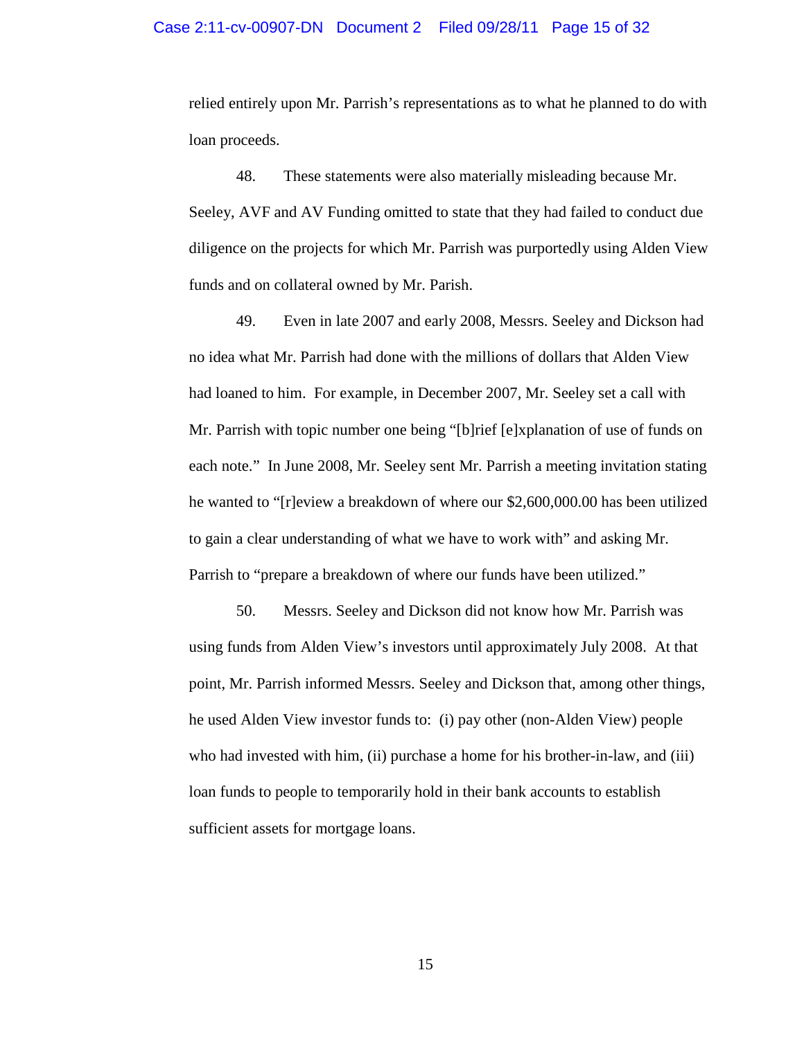relied entirely upon Mr. Parrish's representations as to what he planned to do with loan proceeds.

48. These statements were also materially misleading because Mr. Seeley, AVF and AV Funding omitted to state that they had failed to conduct due diligence on the projects for which Mr. Parrish was purportedly using Alden View funds and on collateral owned by Mr. Parish.

49. Even in late 2007 and early 2008, Messrs. Seeley and Dickson had no idea what Mr. Parrish had done with the millions of dollars that Alden View had loaned to him. For example, in December 2007, Mr. Seeley set a call with Mr. Parrish with topic number one being "[b]rief [e]xplanation of use of funds on each note." In June 2008, Mr. Seeley sent Mr. Parrish a meeting invitation stating he wanted to "[r]eview a breakdown of where our $2,600,000.00 has been utilized to gain a clear understanding of what we have to work with" and asking Mr. Parrish to "prepare a breakdown of where our funds have been utilized."

50. Messrs. Seeley and Dickson did not know how Mr. Parrish was using funds from Alden View's investors until approximately July 2008. At that point, Mr. Parrish informed Messrs. Seeley and Dickson that, among other things, he used Alden View investor funds to: (i) pay other (non-Alden View) people who had invested with him, (ii) purchase a home for his brother-in-law, and (iii) loan funds to people to temporarily hold in their bank accounts to establish sufficient assets for mortgage loans.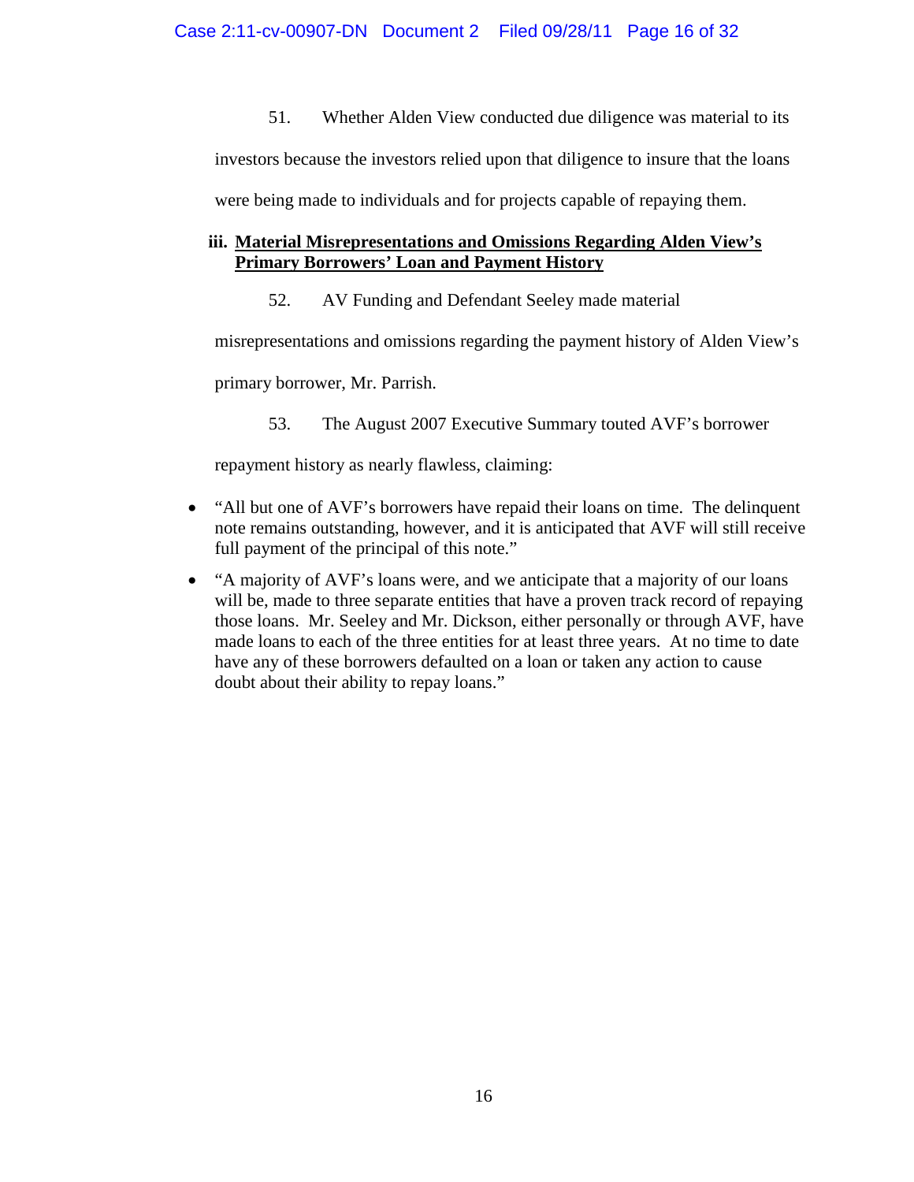51. Whether Alden View conducted due diligence was material to its investors because the investors relied upon that diligence to insure that the loans were being made to individuals and for projects capable of repaying them.

**iii. <u>Material Misrepresentations and Omissions Regarding Alden View's Primary Borrowers' Loan and Payment History</u>**

52. AV Funding and Defendant Seeley made material misrepresentations and omissions regarding the payment history of Alden View's primary borrower, Mr. Parrish.

53. The August 2007 Executive Summary touted AVF's borrower repayment history as nearly flawless, claiming:

- "All but one of AVF's borrowers have repaid their loans on time. The delinquent note remains outstanding, however, and it is anticipated that AVF will still receive full payment of the principal of this note."
- "A majority of AVF's loans were, and we anticipate that a majority of our loans will be, made to three separate entities that have a proven track record of repaying those loans. Mr. Seeley and Mr. Dickson, either personally or through AVF, have made loans to each of the three entities for at least three years. At no time to date have any of these borrowers defaulted on a loan or taken any action to cause doubt about their ability to repay loans."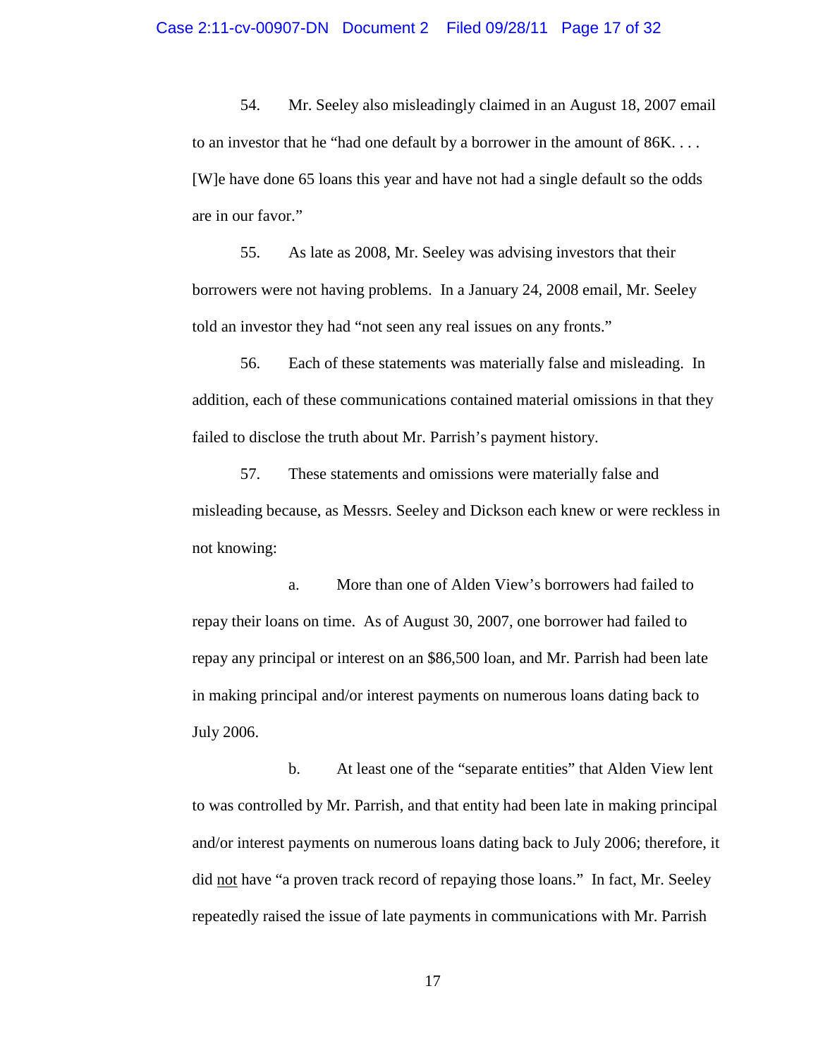54. Mr. Seeley also misleadingly claimed in an August 18, 2007 email to an investor that he "had one default by a borrower in the amount of 86K. . . . [W]e have done 65 loans this year and have not had a single default so the odds are in our favor."

55. As late as 2008, Mr. Seeley was advising investors that their borrowers were not having problems. In a January 24, 2008 email, Mr. Seeley told an investor they had "not seen any real issues on any fronts."

56. Each of these statements was materially false and misleading. In addition, each of these communications contained material omissions in that they failed to disclose the truth about Mr. Parrish's payment history.

57. These statements and omissions were materially false and misleading because, as Messrs. Seeley and Dickson each knew or were reckless in not knowing:

a. More than one of Alden View's borrowers had failed to repay their loans on time. As of August 30, 2007, one borrower had failed to repay any principal or interest on an $86,500 loan, and Mr. Parrish had been late in making principal and/or interest payments on numerous loans dating back to July 2006.

b. At least one of the "separate entities" that Alden View lent to was controlled by Mr. Parrish, and that entity had been late in making principal and/or interest payments on numerous loans dating back to July 2006; therefore, it did <u>not</u> have "a proven track record of repaying those loans." In fact, Mr. Seeley repeatedly raised the issue of late payments in communications with Mr. Parrish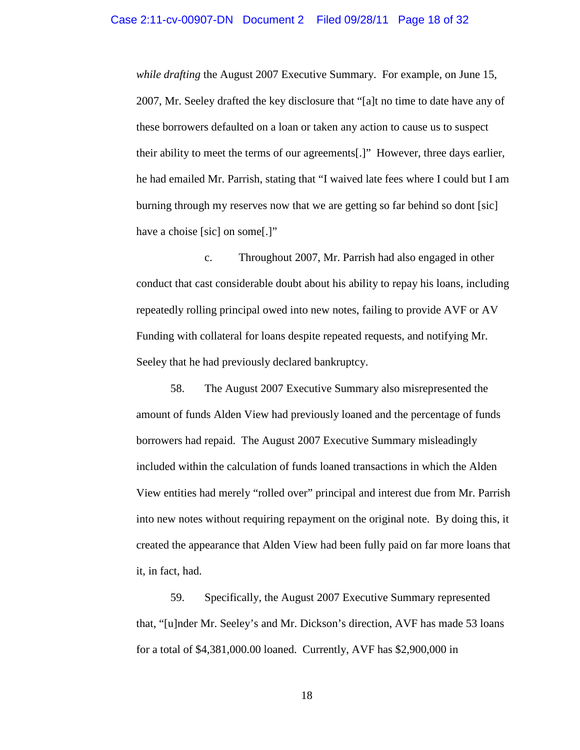*while drafting* the August 2007 Executive Summary. For example, on June 15, 2007, Mr. Seeley drafted the key disclosure that "[a]t no time to date have any of these borrowers defaulted on a loan or taken any action to cause us to suspect their ability to meet the terms of our agreements[.]" However, three days earlier, he had emailed Mr. Parrish, stating that "I waived late fees where I could but I am burning through my reserves now that we are getting so far behind so dont [sic] have a choise [sic] on some[.]"

c. Throughout 2007, Mr. Parrish had also engaged in other conduct that cast considerable doubt about his ability to repay his loans, including repeatedly rolling principal owed into new notes, failing to provide AVF or AV Funding with collateral for loans despite repeated requests, and notifying Mr. Seeley that he had previously declared bankruptcy.

58. The August 2007 Executive Summary also misrepresented the amount of funds Alden View had previously loaned and the percentage of funds borrowers had repaid. The August 2007 Executive Summary misleadingly included within the calculation of funds loaned transactions in which the Alden View entities had merely "rolled over" principal and interest due from Mr. Parrish into new notes without requiring repayment on the original note. By doing this, it created the appearance that Alden View had been fully paid on far more loans that it, in fact, had.

59. Specifically, the August 2007 Executive Summary represented that, "[u]nder Mr. Seeley's and Mr. Dickson's direction, AVF has made 53 loans for a total of $4,381,000.00 loaned. Currently, AVF has $2,900,000 in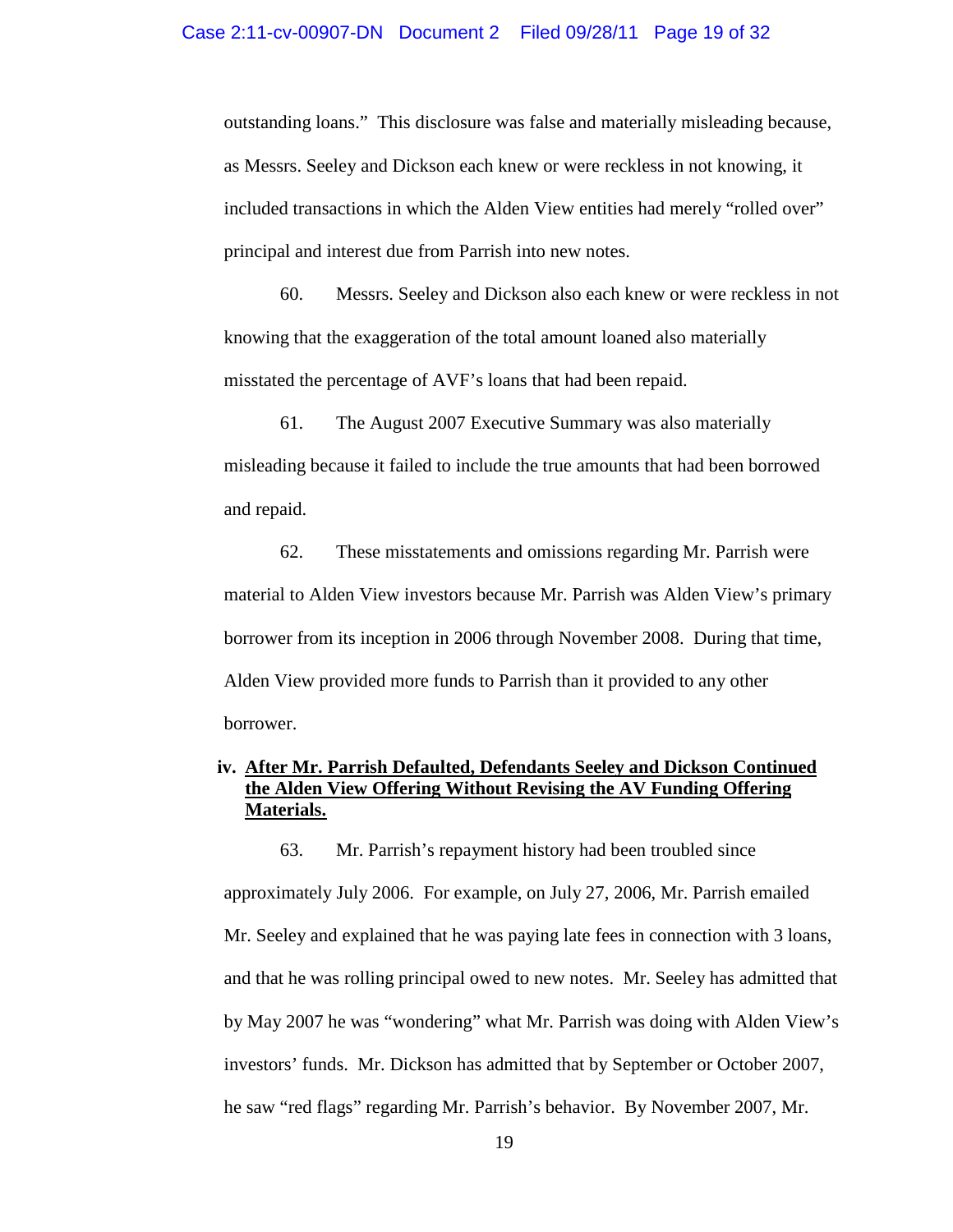outstanding loans." This disclosure was false and materially misleading because, as Messrs. Seeley and Dickson each knew or were reckless in not knowing, it included transactions in which the Alden View entities had merely "rolled over" principal and interest due from Parrish into new notes.

60. Messrs. Seeley and Dickson also each knew or were reckless in not knowing that the exaggeration of the total amount loaned also materially misstated the percentage of AVF's loans that had been repaid.

61. The August 2007 Executive Summary was also materially misleading because it failed to include the true amounts that had been borrowed and repaid.

62. These misstatements and omissions regarding Mr. Parrish were material to Alden View investors because Mr. Parrish was Alden View's primary borrower from its inception in 2006 through November 2008. During that time, Alden View provided more funds to Parrish than it provided to any other borrower.

### iv. **<u>After Mr. Parrish Defaulted, Defendants Seeley and Dickson Continued the Alden View Offering Without Revising the AV Funding Offering Materials.</u>**

63. Mr. Parrish's repayment history had been troubled since approximately July 2006. For example, on July 27, 2006, Mr. Parrish emailed Mr. Seeley and explained that he was paying late fees in connection with 3 loans, and that he was rolling principal owed to new notes. Mr. Seeley has admitted that by May 2007 he was "wondering" what Mr. Parrish was doing with Alden View's investors' funds. Mr. Dickson has admitted that by September or October 2007, he saw "red flags" regarding Mr. Parrish's behavior. By November 2007, Mr.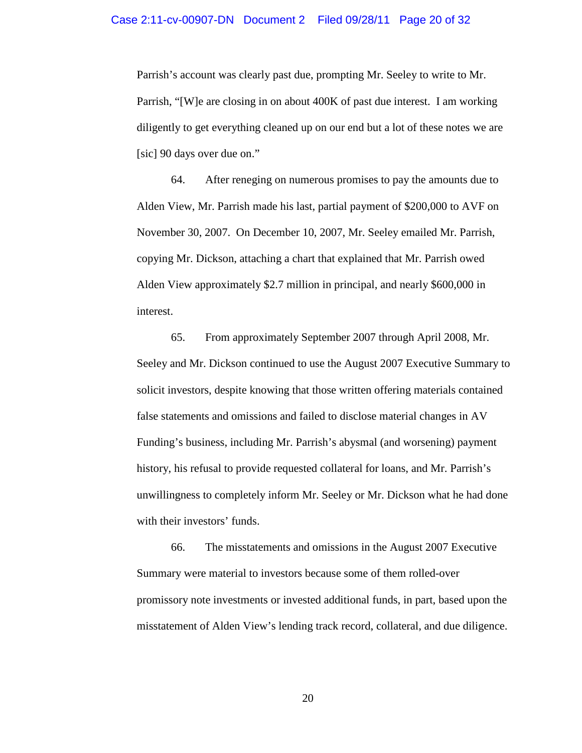Parrish's account was clearly past due, prompting Mr. Seeley to write to Mr. Parrish, "[W]e are closing in on about 400K of past due interest. I am working diligently to get everything cleaned up on our end but a lot of these notes we are [sic] 90 days over due on."

64. After reneging on numerous promises to pay the amounts due to Alden View, Mr. Parrish made his last, partial payment of $200,000 to AVF on November 30, 2007. On December 10, 2007, Mr. Seeley emailed Mr. Parrish, copying Mr. Dickson, attaching a chart that explained that Mr. Parrish owed Alden View approximately $2.7 million in principal, and nearly $600,000 in interest.

65. From approximately September 2007 through April 2008, Mr. Seeley and Mr. Dickson continued to use the August 2007 Executive Summary to solicit investors, despite knowing that those written offering materials contained false statements and omissions and failed to disclose material changes in AV Funding's business, including Mr. Parrish's abysmal (and worsening) payment history, his refusal to provide requested collateral for loans, and Mr. Parrish's unwillingness to completely inform Mr. Seeley or Mr. Dickson what he had done with their investors' funds.

66. The misstatements and omissions in the August 2007 Executive Summary were material to investors because some of them rolled-over promissory note investments or invested additional funds, in part, based upon the misstatement of Alden View's lending track record, collateral, and due diligence.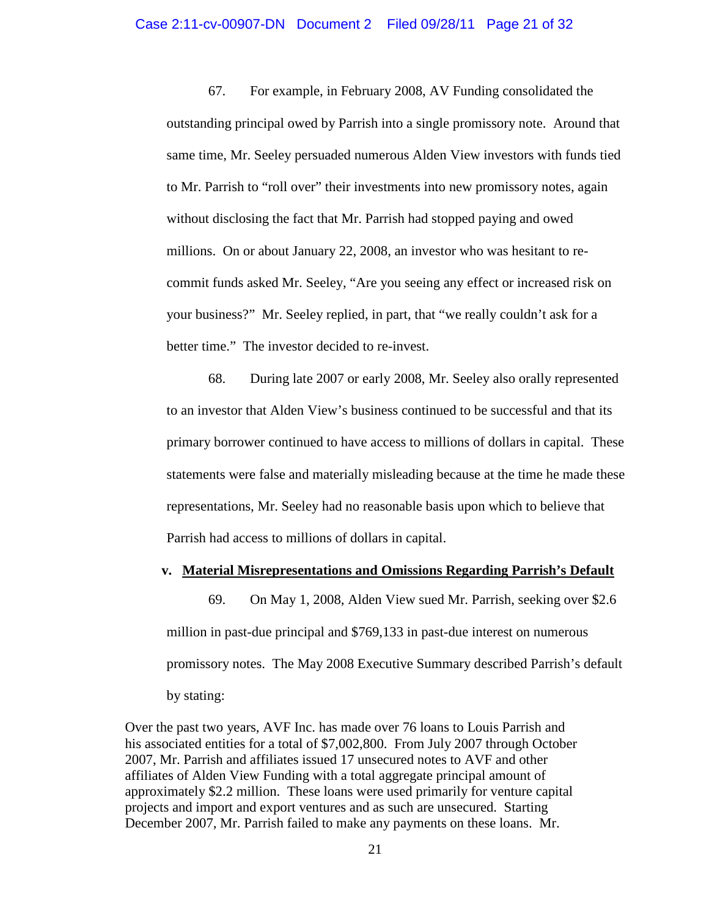67. For example, in February 2008, AV Funding consolidated the outstanding principal owed by Parrish into a single promissory note. Around that same time, Mr. Seeley persuaded numerous Alden View investors with funds tied to Mr. Parrish to "roll over" their investments into new promissory notes, again without disclosing the fact that Mr. Parrish had stopped paying and owed millions. On or about January 22, 2008, an investor who was hesitant to re-commit funds asked Mr. Seeley, "Are you seeing any effect or increased risk on your business?" Mr. Seeley replied, in part, that "we really couldn't ask for a better time." The investor decided to re-invest.

68. During late 2007 or early 2008, Mr. Seeley also orally represented to an investor that Alden View's business continued to be successful and that its primary borrower continued to have access to millions of dollars in capital. These statements were false and materially misleading because at the time he made these representations, Mr. Seeley had no reasonable basis upon which to believe that Parrish had access to millions of dollars in capital.

### v. Material Misrepresentations and Omissions Regarding Parrish's Default

69. On May 1, 2008, Alden View sued Mr. Parrish, seeking over $2.6 million in past-due principal and $769,133 in past-due interest on numerous promissory notes. The May 2008 Executive Summary described Parrish's default by stating:

> Over the past two years, AVF Inc. has made over 76 loans to Louis Parrish and his associated entities for a total of $7,002,800. From July 2007 through October 2007, Mr. Parrish and affiliates issued 17 unsecured notes to AVF and other affiliates of Alden View Funding with a total aggregate principal amount of approximately $2.2 million. These loans were used primarily for venture capital projects and import and export ventures and as such are unsecured. Starting December 2007, Mr. Parrish failed to make any payments on these loans. Mr.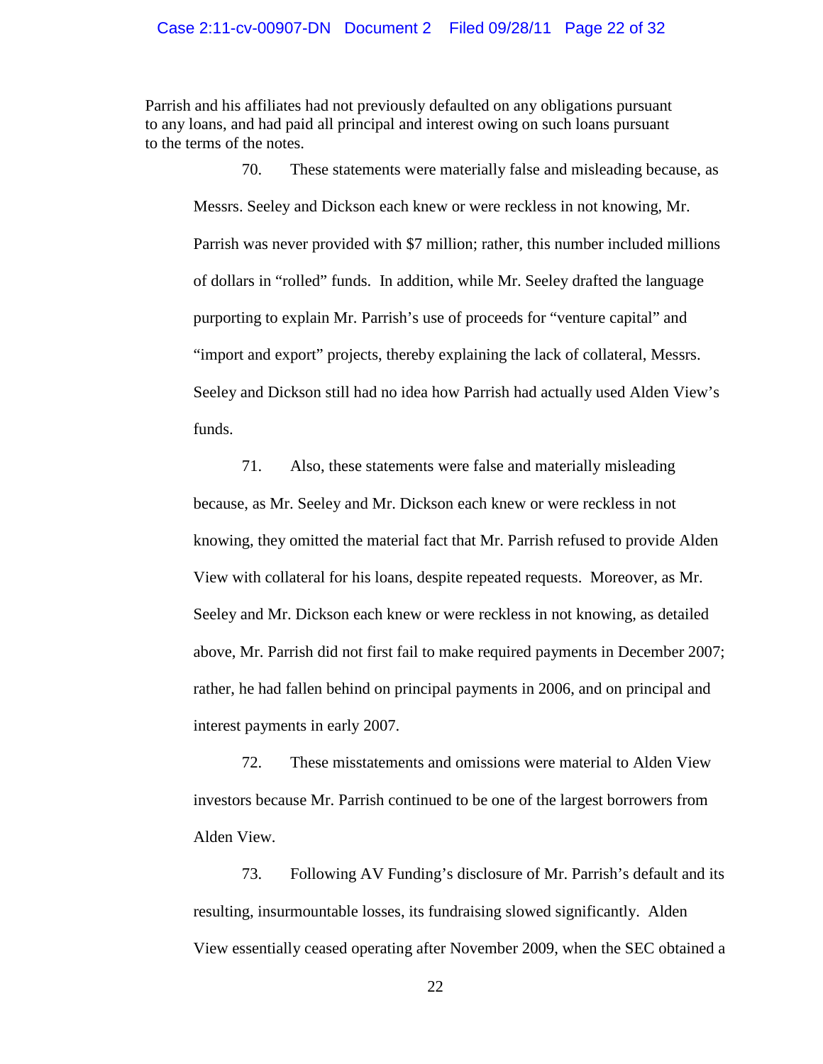Parrish and his affiliates had not previously defaulted on any obligations pursuant to any loans, and had paid all principal and interest owing on such loans pursuant to the terms of the notes.

70. These statements were materially false and misleading because, as Messrs. Seeley and Dickson each knew or were reckless in not knowing, Mr. Parrish was never provided with $7 million; rather, this number included millions of dollars in "rolled" funds. In addition, while Mr. Seeley drafted the language purporting to explain Mr. Parrish's use of proceeds for "venture capital" and "import and export" projects, thereby explaining the lack of collateral, Messrs. Seeley and Dickson still had no idea how Parrish had actually used Alden View's funds.

71. Also, these statements were false and materially misleading because, as Mr. Seeley and Mr. Dickson each knew or were reckless in not knowing, they omitted the material fact that Mr. Parrish refused to provide Alden View with collateral for his loans, despite repeated requests. Moreover, as Mr. Seeley and Mr. Dickson each knew or were reckless in not knowing, as detailed above, Mr. Parrish did not first fail to make required payments in December 2007; rather, he had fallen behind on principal payments in 2006, and on principal and interest payments in early 2007.

72. These misstatements and omissions were material to Alden View investors because Mr. Parrish continued to be one of the largest borrowers from Alden View.

73. Following AV Funding's disclosure of Mr. Parrish's default and its resulting, insurmountable losses, its fundraising slowed significantly. Alden View essentially ceased operating after November 2009, when the SEC obtained a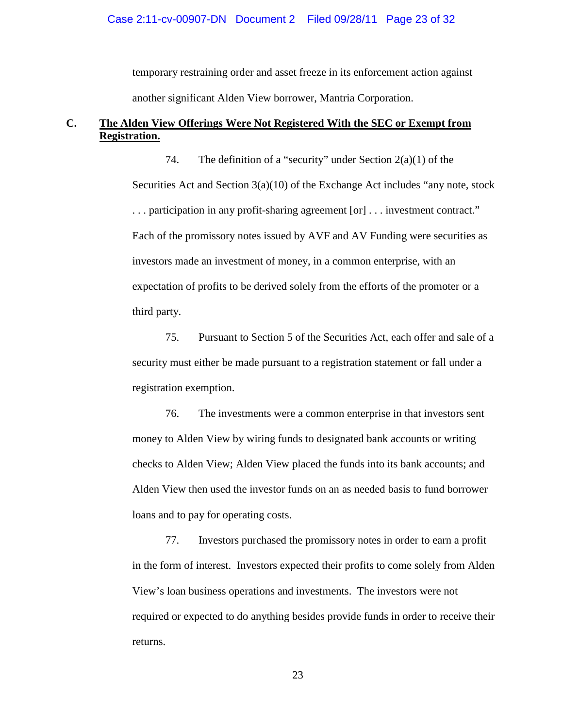temporary restraining order and asset freeze in its enforcement action against another significant Alden View borrower, Mantria Corporation.

### C. **The Alden View Offerings Were Not Registered With the SEC or Exempt from Registration.**

74. The definition of a "security" under Section 2(a)(1) of the Securities Act and Section 3(a)(10) of the Exchange Act includes "any note, stock . . . participation in any profit-sharing agreement [or] . . . investment contract." Each of the promissory notes issued by AVF and AV Funding were securities as investors made an investment of money, in a common enterprise, with an expectation of profits to be derived solely from the efforts of the promoter or a third party.

75. Pursuant to Section 5 of the Securities Act, each offer and sale of a security must either be made pursuant to a registration statement or fall under a registration exemption.

76. The investments were a common enterprise in that investors sent money to Alden View by wiring funds to designated bank accounts or writing checks to Alden View; Alden View placed the funds into its bank accounts; and Alden View then used the investor funds on an as needed basis to fund borrower loans and to pay for operating costs.

77. Investors purchased the promissory notes in order to earn a profit in the form of interest. Investors expected their profits to come solely from Alden View's loan business operations and investments. The investors were not required or expected to do anything besides provide funds in order to receive their returns.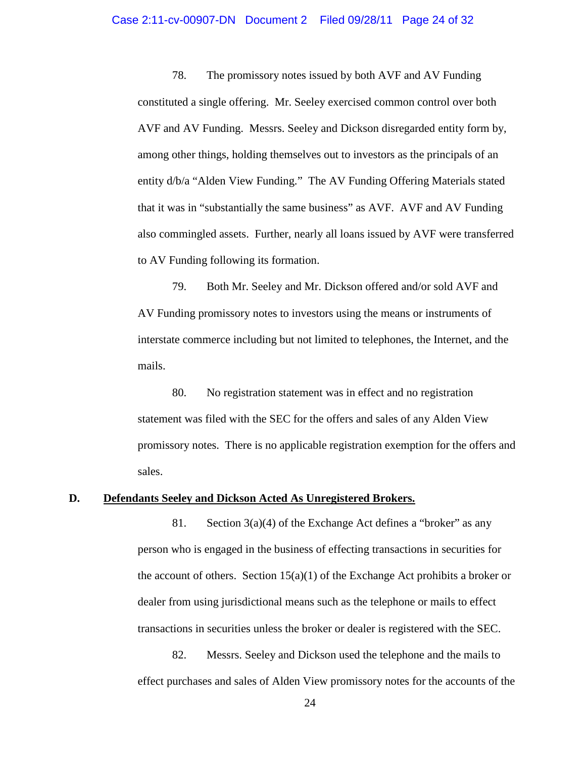78. The promissory notes issued by both AVF and AV Funding constituted a single offering. Mr. Seeley exercised common control over both AVF and AV Funding. Messrs. Seeley and Dickson disregarded entity form by, among other things, holding themselves out to investors as the principals of an entity d/b/a "Alden View Funding." The AV Funding Offering Materials stated that it was in "substantially the same business" as AVF. AVF and AV Funding also commingled assets. Further, nearly all loans issued by AVF were transferred to AV Funding following its formation.

79. Both Mr. Seeley and Mr. Dickson offered and/or sold AVF and AV Funding promissory notes to investors using the means or instruments of interstate commerce including but not limited to telephones, the Internet, and the mails.

80. No registration statement was in effect and no registration statement was filed with the SEC for the offers and sales of any Alden View promissory notes. There is no applicable registration exemption for the offers and sales.

### D. <u>Defendants Seeley and Dickson Acted As Unregistered Brokers.</u>

81. Section 3(a)(4) of the Exchange Act defines a "broker" as any person who is engaged in the business of effecting transactions in securities for the account of others. Section 15(a)(1) of the Exchange Act prohibits a broker or dealer from using jurisdictional means such as the telephone or mails to effect transactions in securities unless the broker or dealer is registered with the SEC.

82. Messrs. Seeley and Dickson used the telephone and the mails to effect purchases and sales of Alden View promissory notes for the accounts of the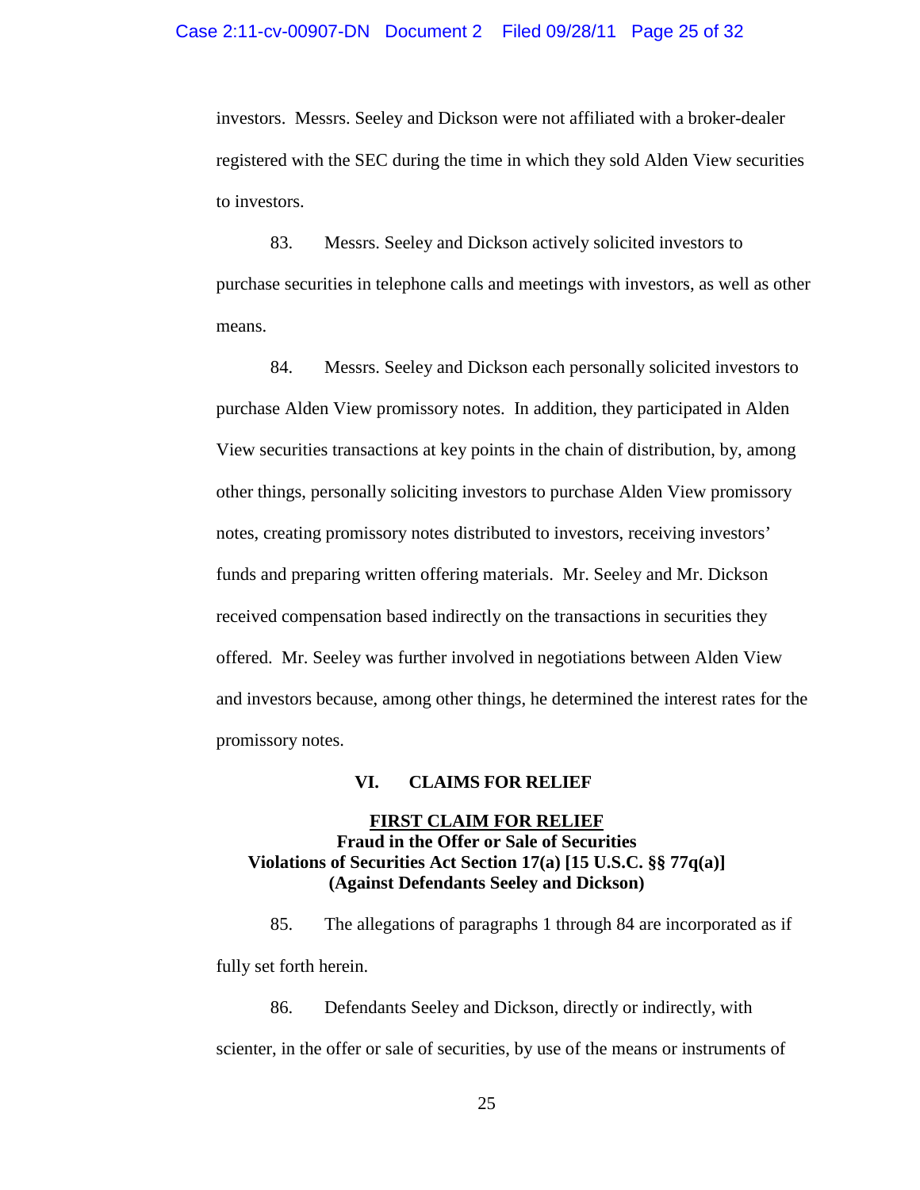investors. Messrs. Seeley and Dickson were not affiliated with a broker-dealer registered with the SEC during the time in which they sold Alden View securities to investors.

83. Messrs. Seeley and Dickson actively solicited investors to purchase securities in telephone calls and meetings with investors, as well as other means.

84. Messrs. Seeley and Dickson each personally solicited investors to purchase Alden View promissory notes. In addition, they participated in Alden View securities transactions at key points in the chain of distribution, by, among other things, personally soliciting investors to purchase Alden View promissory notes, creating promissory notes distributed to investors, receiving investors' funds and preparing written offering materials. Mr. Seeley and Mr. Dickson received compensation based indirectly on the transactions in securities they offered. Mr. Seeley was further involved in negotiations between Alden View and investors because, among other things, he determined the interest rates for the promissory notes.

## VI. CLAIMS FOR RELIEF

### FIRST CLAIM FOR RELIEF

**Fraud in the Offer or Sale of Securities**
**Violations of Securities Act Section 17(a) [15 U.S.C. §§ 77q(a)]**
**(Against Defendants Seeley and Dickson)**

85. The allegations of paragraphs 1 through 84 are incorporated as if fully set forth herein.

86. Defendants Seeley and Dickson, directly or indirectly, with scienter, in the offer or sale of securities, by use of the means or instruments of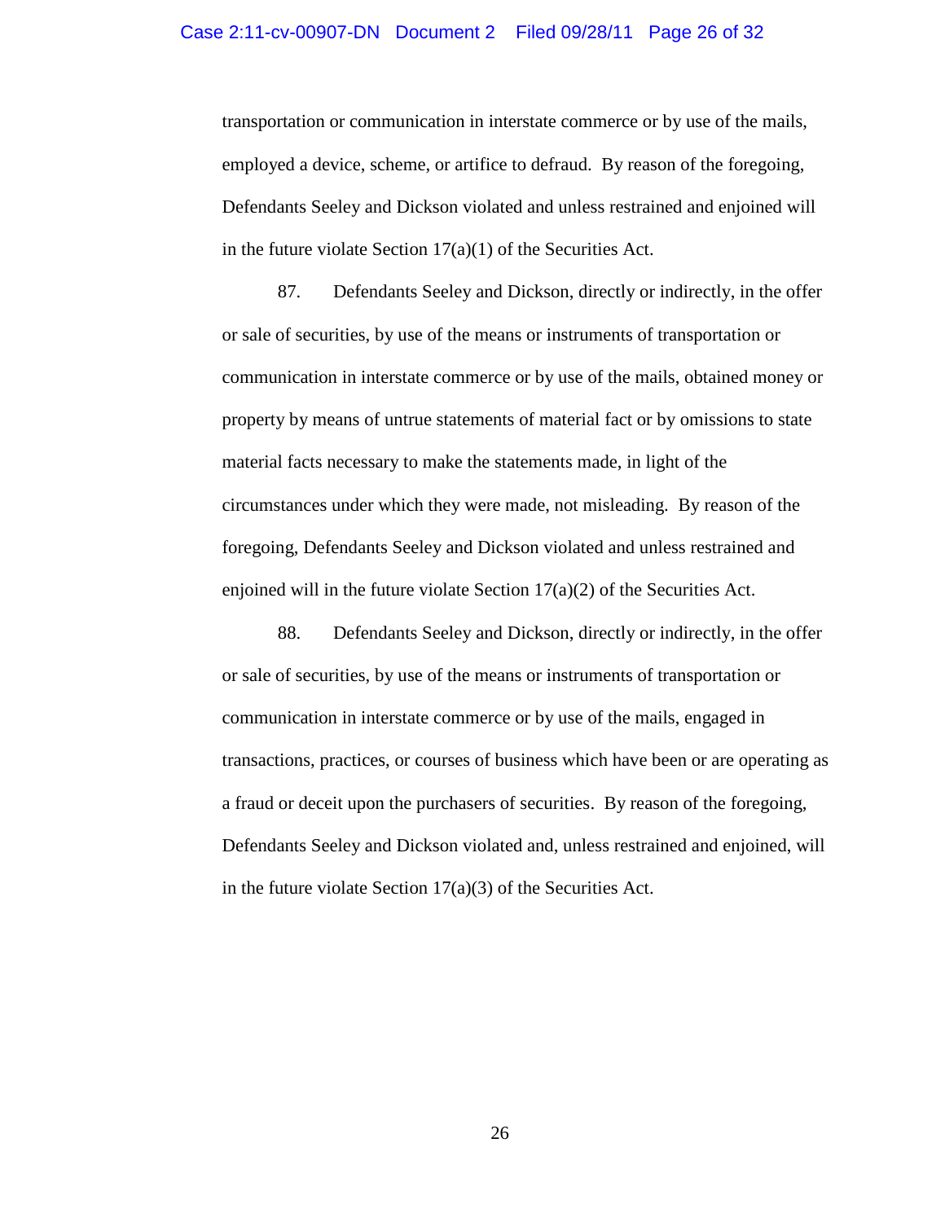transportation or communication in interstate commerce or by use of the mails, employed a device, scheme, or artifice to defraud. By reason of the foregoing, Defendants Seeley and Dickson violated and unless restrained and enjoined will in the future violate Section 17(a)(1) of the Securities Act.

87. Defendants Seeley and Dickson, directly or indirectly, in the offer or sale of securities, by use of the means or instruments of transportation or communication in interstate commerce or by use of the mails, obtained money or property by means of untrue statements of material fact or by omissions to state material facts necessary to make the statements made, in light of the circumstances under which they were made, not misleading. By reason of the foregoing, Defendants Seeley and Dickson violated and unless restrained and enjoined will in the future violate Section 17(a)(2) of the Securities Act.

88. Defendants Seeley and Dickson, directly or indirectly, in the offer or sale of securities, by use of the means or instruments of transportation or communication in interstate commerce or by use of the mails, engaged in transactions, practices, or courses of business which have been or are operating as a fraud or deceit upon the purchasers of securities. By reason of the foregoing, Defendants Seeley and Dickson violated and, unless restrained and enjoined, will in the future violate Section 17(a)(3) of the Securities Act.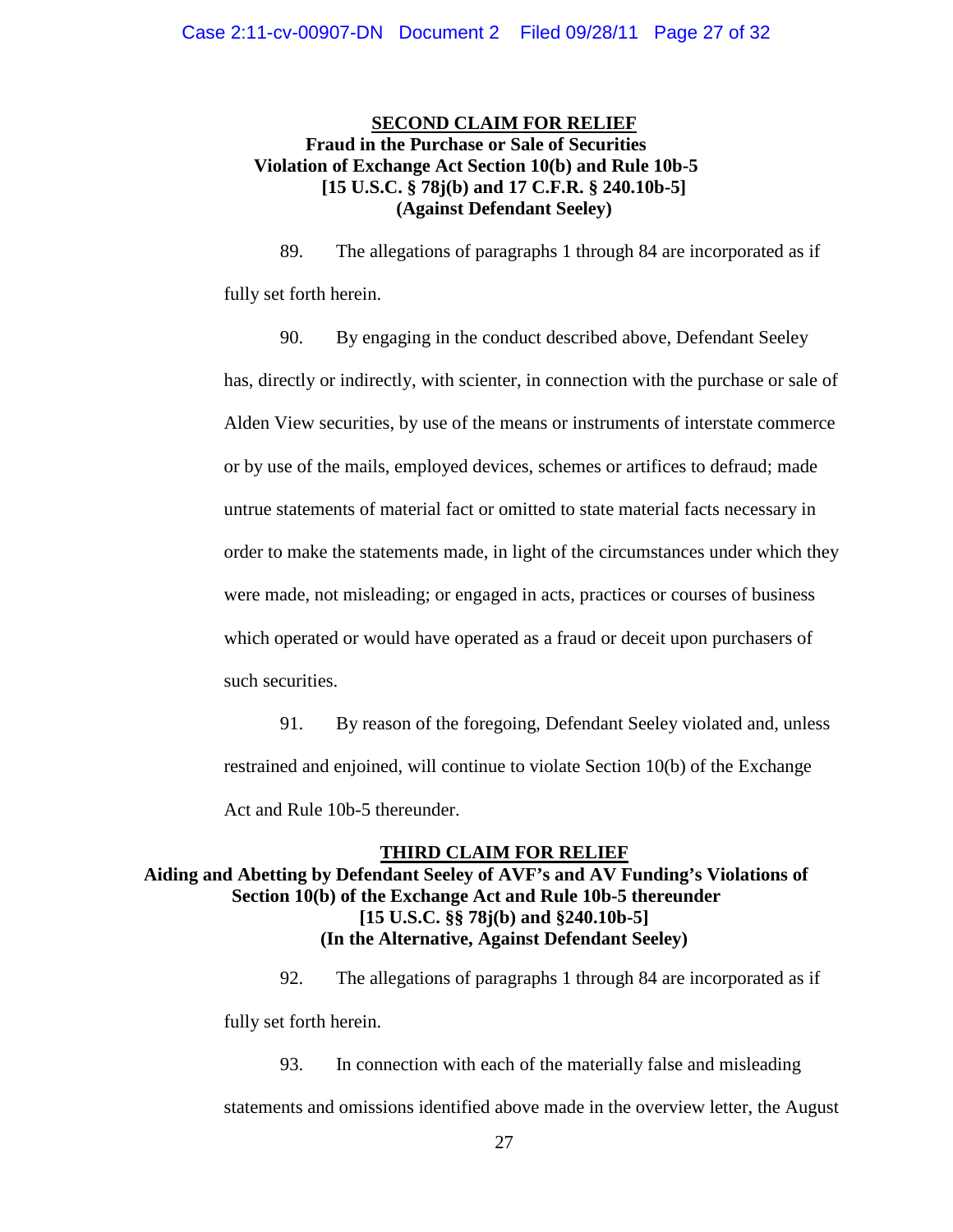## SECOND CLAIM FOR RELIEF

**Fraud in the Purchase or Sale of Securities**
**Violation of Exchange Act Section 10(b) and Rule 10b-5**
**[15 U.S.C. § 78j(b) and 17 C.F.R. § 240.10b-5]**
**(Against Defendant Seeley)**

89. The allegations of paragraphs 1 through 84 are incorporated as if fully set forth herein.

90. By engaging in the conduct described above, Defendant Seeley has, directly or indirectly, with scienter, in connection with the purchase or sale of Alden View securities, by use of the means or instruments of interstate commerce or by use of the mails, employed devices, schemes or artifices to defraud; made untrue statements of material fact or omitted to state material facts necessary in order to make the statements made, in light of the circumstances under which they were made, not misleading; or engaged in acts, practices or courses of business which operated or would have operated as a fraud or deceit upon purchasers of such securities.

91. By reason of the foregoing, Defendant Seeley violated and, unless restrained and enjoined, will continue to violate Section 10(b) of the Exchange Act and Rule 10b-5 thereunder.

## THIRD CLAIM FOR RELIEF

**Aiding and Abetting by Defendant Seeley of AVF's and AV Funding's Violations of Section 10(b) of the Exchange Act and Rule 10b-5 thereunder**
**[15 U.S.C. §§ 78j(b) and §240.10b-5]**
**(In the Alternative, Against Defendant Seeley)**

92. The allegations of paragraphs 1 through 84 are incorporated as if fully set forth herein.

93. In connection with each of the materially false and misleading statements and omissions identified above made in the overview letter, the August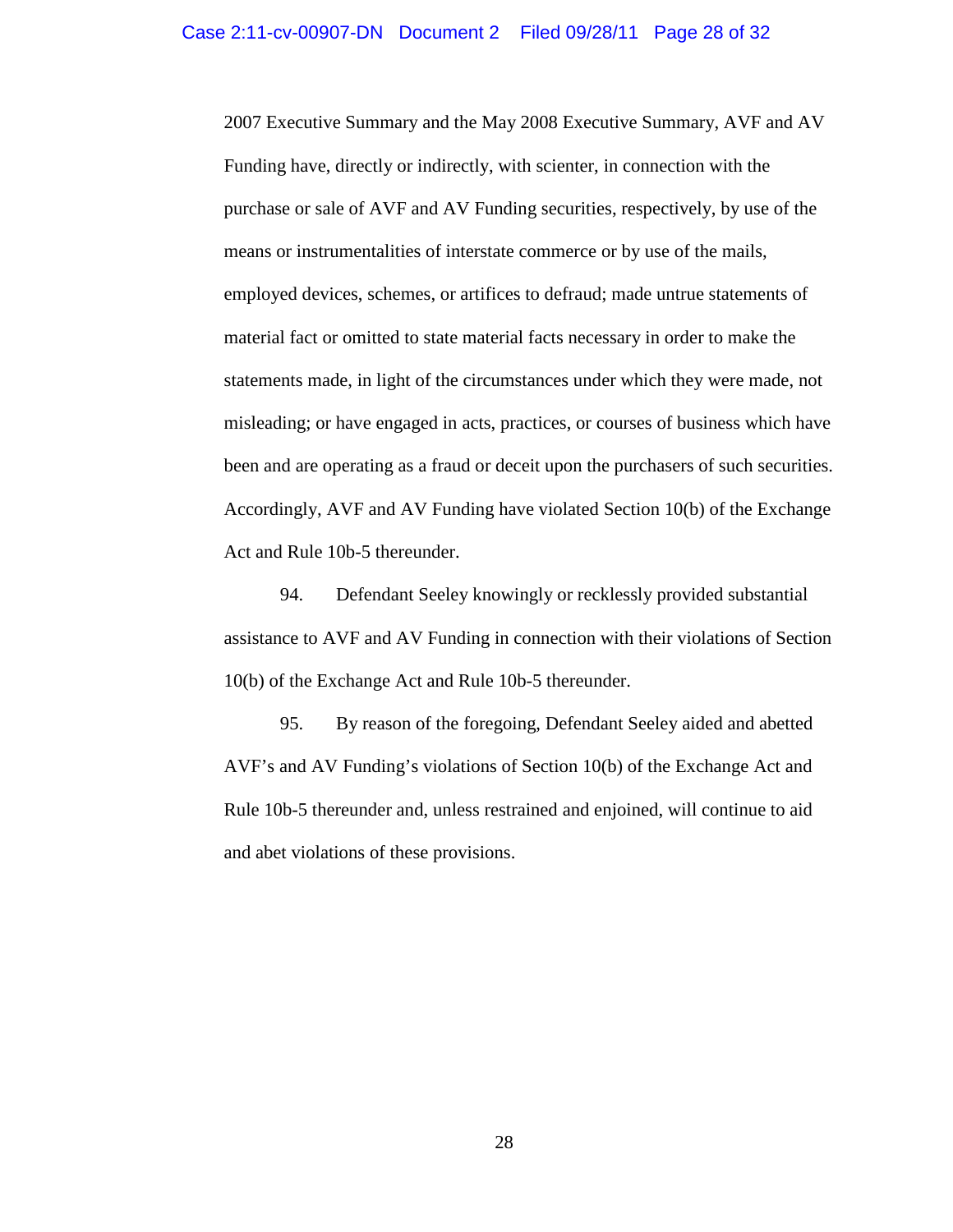2007 Executive Summary and the May 2008 Executive Summary, AVF and AV Funding have, directly or indirectly, with scienter, in connection with the purchase or sale of AVF and AV Funding securities, respectively, by use of the means or instrumentalities of interstate commerce or by use of the mails, employed devices, schemes, or artifices to defraud; made untrue statements of material fact or omitted to state material facts necessary in order to make the statements made, in light of the circumstances under which they were made, not misleading; or have engaged in acts, practices, or courses of business which have been and are operating as a fraud or deceit upon the purchasers of such securities. Accordingly, AVF and AV Funding have violated Section 10(b) of the Exchange Act and Rule 10b-5 thereunder.

94. Defendant Seeley knowingly or recklessly provided substantial assistance to AVF and AV Funding in connection with their violations of Section 10(b) of the Exchange Act and Rule 10b-5 thereunder.

95. By reason of the foregoing, Defendant Seeley aided and abetted AVF's and AV Funding's violations of Section 10(b) of the Exchange Act and Rule 10b-5 thereunder and, unless restrained and enjoined, will continue to aid and abet violations of these provisions.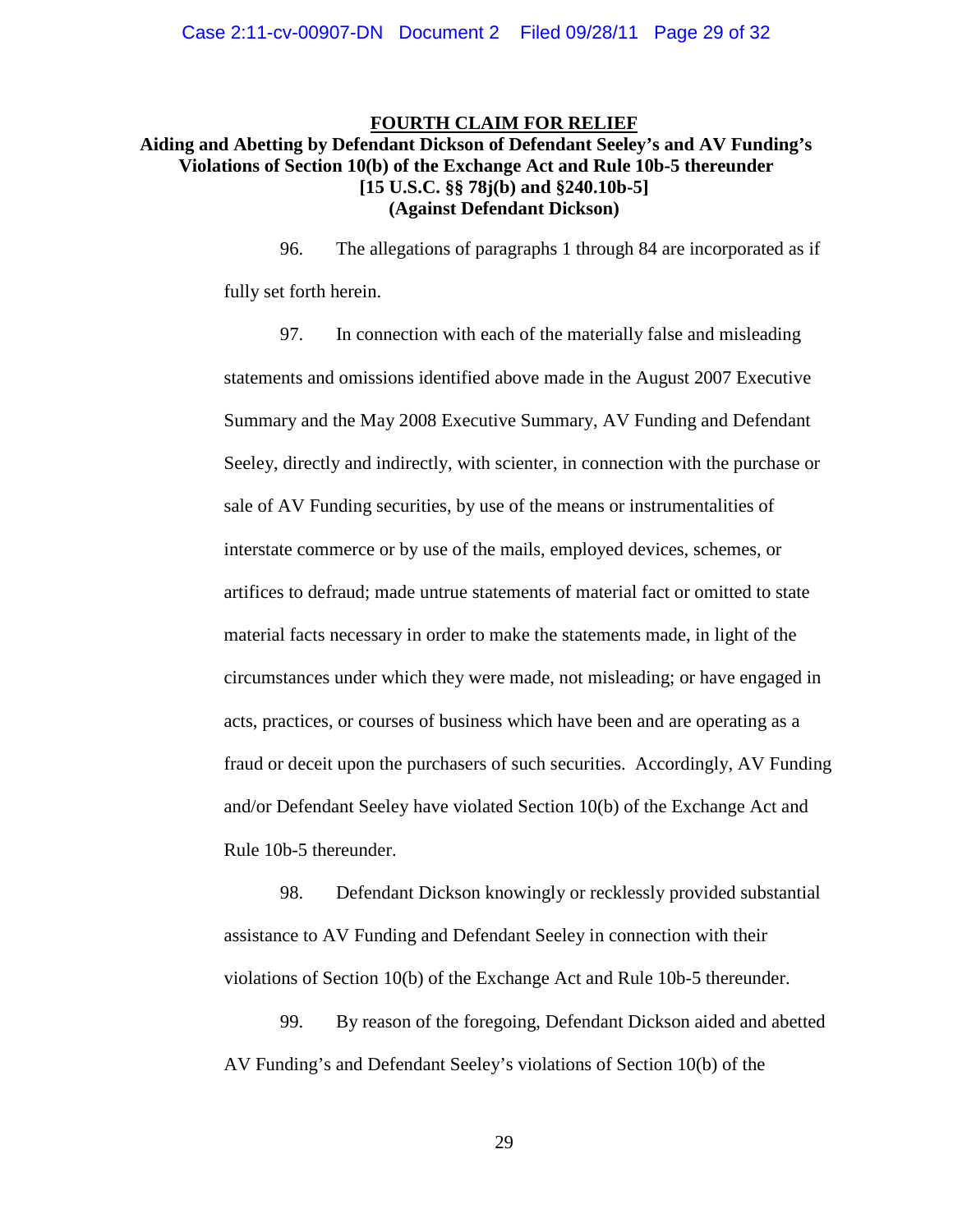## FOURTH CLAIM FOR RELIEF

**Aiding and Abetting by Defendant Dickson of Defendant Seeley's and AV Funding's Violations of Section 10(b) of the Exchange Act and Rule 10b-5 thereunder [15 U.S.C. §§ 78j(b) and §240.10b-5] (Against Defendant Dickson)**

96. The allegations of paragraphs 1 through 84 are incorporated as if fully set forth herein.

97. In connection with each of the materially false and misleading statements and omissions identified above made in the August 2007 Executive Summary and the May 2008 Executive Summary, AV Funding and Defendant Seeley, directly and indirectly, with scienter, in connection with the purchase or sale of AV Funding securities, by use of the means or instrumentalities of interstate commerce or by use of the mails, employed devices, schemes, or artifices to defraud; made untrue statements of material fact or omitted to state material facts necessary in order to make the statements made, in light of the circumstances under which they were made, not misleading; or have engaged in acts, practices, or courses of business which have been and are operating as a fraud or deceit upon the purchasers of such securities. Accordingly, AV Funding and/or Defendant Seeley have violated Section 10(b) of the Exchange Act and Rule 10b-5 thereunder.

98. Defendant Dickson knowingly or recklessly provided substantial assistance to AV Funding and Defendant Seeley in connection with their violations of Section 10(b) of the Exchange Act and Rule 10b-5 thereunder.

99. By reason of the foregoing, Defendant Dickson aided and abetted AV Funding's and Defendant Seeley's violations of Section 10(b) of the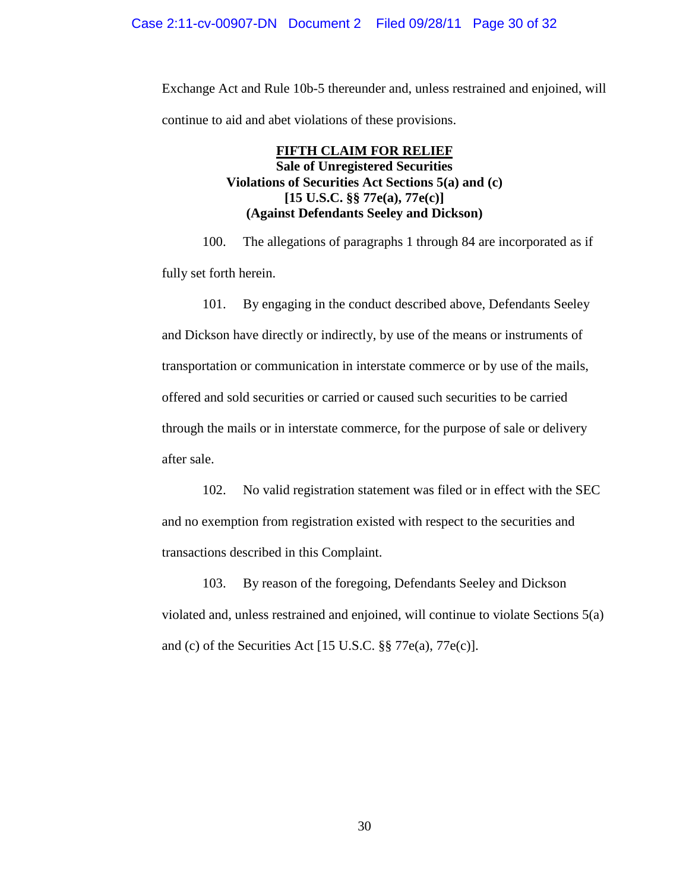Exchange Act and Rule 10b-5 thereunder and, unless restrained and enjoined, will continue to aid and abet violations of these provisions.

**FIFTH CLAIM FOR RELIEF**
**Sale of Unregistered Securities**
**Violations of Securities Act Sections 5(a) and (c)**
**[15 U.S.C. §§ 77e(a), 77e(c)]**
**(Against Defendants Seeley and Dickson)**

100. The allegations of paragraphs 1 through 84 are incorporated as if fully set forth herein.

101. By engaging in the conduct described above, Defendants Seeley and Dickson have directly or indirectly, by use of the means or instruments of transportation or communication in interstate commerce or by use of the mails, offered and sold securities or carried or caused such securities to be carried through the mails or in interstate commerce, for the purpose of sale or delivery after sale.

102. No valid registration statement was filed or in effect with the SEC and no exemption from registration existed with respect to the securities and transactions described in this Complaint.

103. By reason of the foregoing, Defendants Seeley and Dickson violated and, unless restrained and enjoined, will continue to violate Sections 5(a) and (c) of the Securities Act [15 U.S.C. §§ 77e(a), 77e(c)].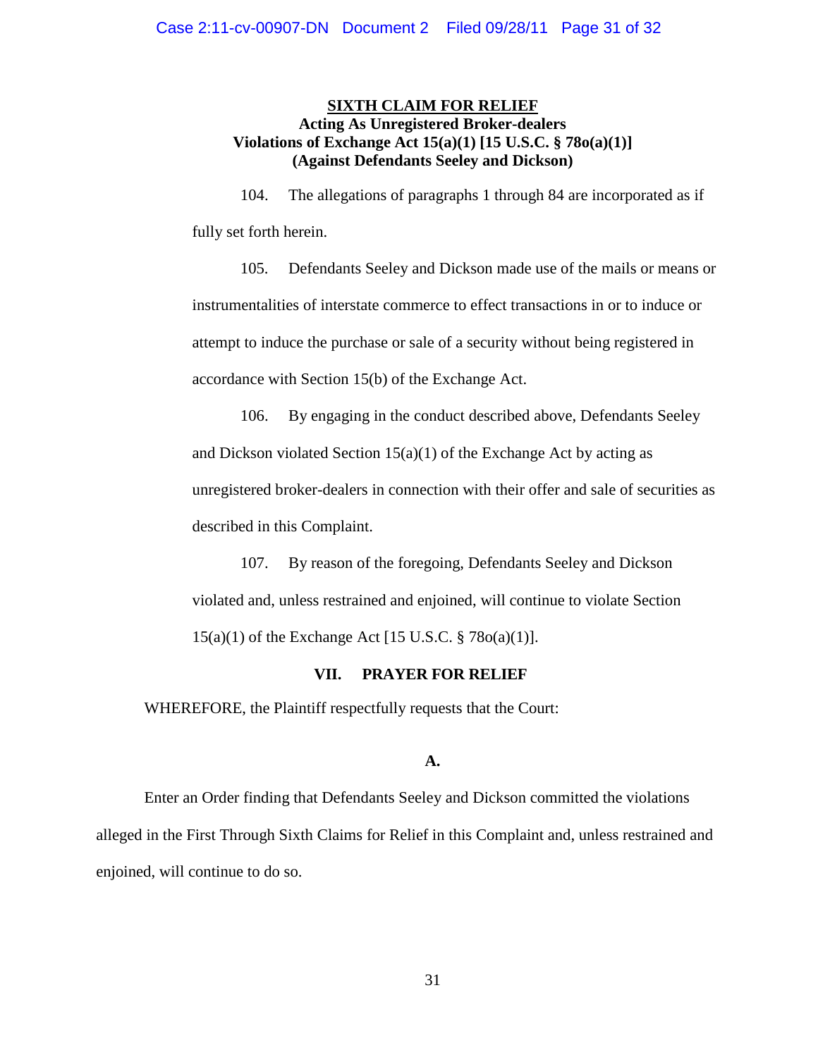## SIXTH CLAIM FOR RELIEF

**Acting As Unregistered Broker-dealers**
**Violations of Exchange Act 15(a)(1) [15 U.S.C. § 78o(a)(1)]**
**(Against Defendants Seeley and Dickson)**

104. The allegations of paragraphs 1 through 84 are incorporated as if fully set forth herein.

105. Defendants Seeley and Dickson made use of the mails or means or instrumentalities of interstate commerce to effect transactions in or to induce or attempt to induce the purchase or sale of a security without being registered in accordance with Section 15(b) of the Exchange Act.

106. By engaging in the conduct described above, Defendants Seeley and Dickson violated Section 15(a)(1) of the Exchange Act by acting as unregistered broker-dealers in connection with their offer and sale of securities as described in this Complaint.

107. By reason of the foregoing, Defendants Seeley and Dickson violated and, unless restrained and enjoined, will continue to violate Section 15(a)(1) of the Exchange Act [15 U.S.C. § 78o(a)(1)].

## VII. PRAYER FOR RELIEF

WHEREFORE, the Plaintiff respectfully requests that the Court:

**A.**

Enter an Order finding that Defendants Seeley and Dickson committed the violations alleged in the First Through Sixth Claims for Relief in this Complaint and, unless restrained and enjoined, will continue to do so.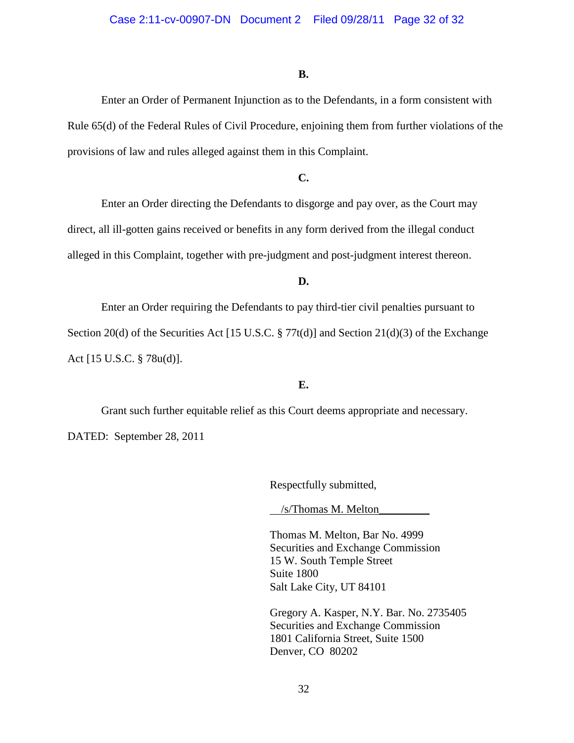**B.**

Enter an Order of Permanent Injunction as to the Defendants, in a form consistent with Rule 65(d) of the Federal Rules of Civil Procedure, enjoining them from further violations of the provisions of law and rules alleged against them in this Complaint.

**C.**

Enter an Order directing the Defendants to disgorge and pay over, as the Court may direct, all ill-gotten gains received or benefits in any form derived from the illegal conduct alleged in this Complaint, together with pre-judgment and post-judgment interest thereon.

**D.**

Enter an Order requiring the Defendants to pay third-tier civil penalties pursuant to Section 20(d) of the Securities Act [15 U.S.C. § 77t(d)] and Section 21(d)(3) of the Exchange Act [15 U.S.C. § 78u(d)].

**E.**

Grant such further equitable relief as this Court deems appropriate and necessary.

DATED: September 28, 2011

Respectfully submitted,

/s/Thomas M. Melton

Thomas M. Melton, Bar No. 4999
Securities and Exchange Commission
15 W. South Temple Street
Suite 1800
Salt Lake City, UT 84101

Gregory A. Kasper, N.Y. Bar. No. 2735405
Securities and Exchange Commission
1801 California Street, Suite 1500
Denver, CO 80202